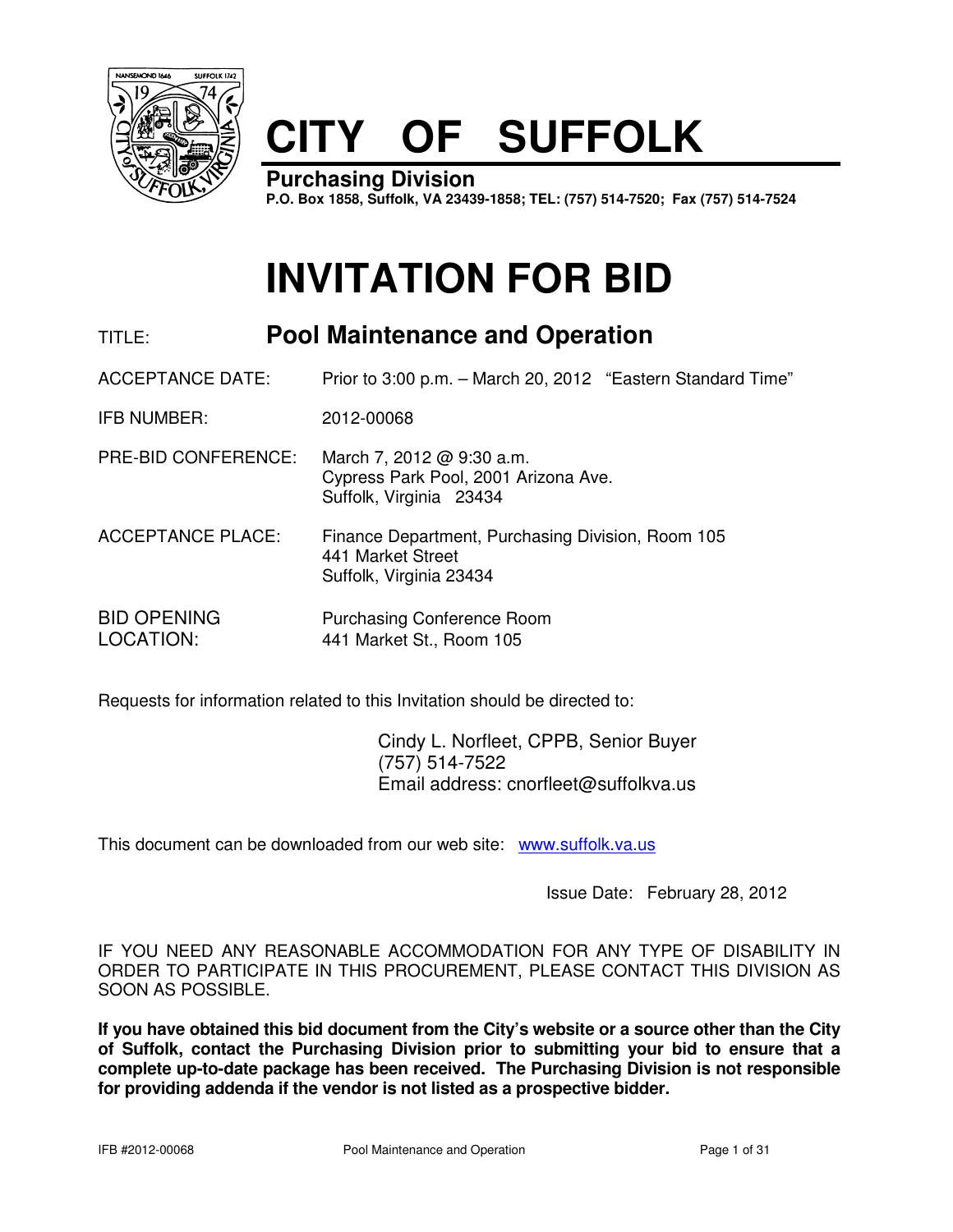# CITY OF SUFFOLK

**Purchasing Division**
**P.O. Box 1858, Suffolk, VA 23439-1858; TEL: (757) 514-7520; Fax (757) 514-7524**

# INVITATION FOR BID

TITLE: **Pool Maintenance and Operation**

ACCEPTANCE DATE: Prior to 3:00 p.m. – March 20, 2012 "Eastern Standard Time"

IFB NUMBER: 2012-00068

PRE-BID CONFERENCE: March 7, 2012 @ 9:30 a.m.
Cypress Park Pool, 2001 Arizona Ave.
Suffolk, Virginia 23434

ACCEPTANCE PLACE: Finance Department, Purchasing Division, Room 105
441 Market Street
Suffolk, Virginia 23434

BID OPENING LOCATION: Purchasing Conference Room
441 Market St., Room 105

Requests for information related to this Invitation should be directed to:

Cindy L. Norfleet, CPPB, Senior Buyer
(757) 514-7522
Email address: cnorfleet@suffolkva.us

This document can be downloaded from our web site: www.suffolk.va.us

Issue Date: February 28, 2012

IF YOU NEED ANY REASONABLE ACCOMMODATION FOR ANY TYPE OF DISABILITY IN ORDER TO PARTICIPATE IN THIS PROCUREMENT, PLEASE CONTACT THIS DIVISION AS SOON AS POSSIBLE.

**If you have obtained this bid document from the City's website or a source other than the City of Suffolk, contact the Purchasing Division prior to submitting your bid to ensure that a complete up-to-date package has been received. The Purchasing Division is not responsible for providing addenda if the vendor is not listed as a prospective bidder.**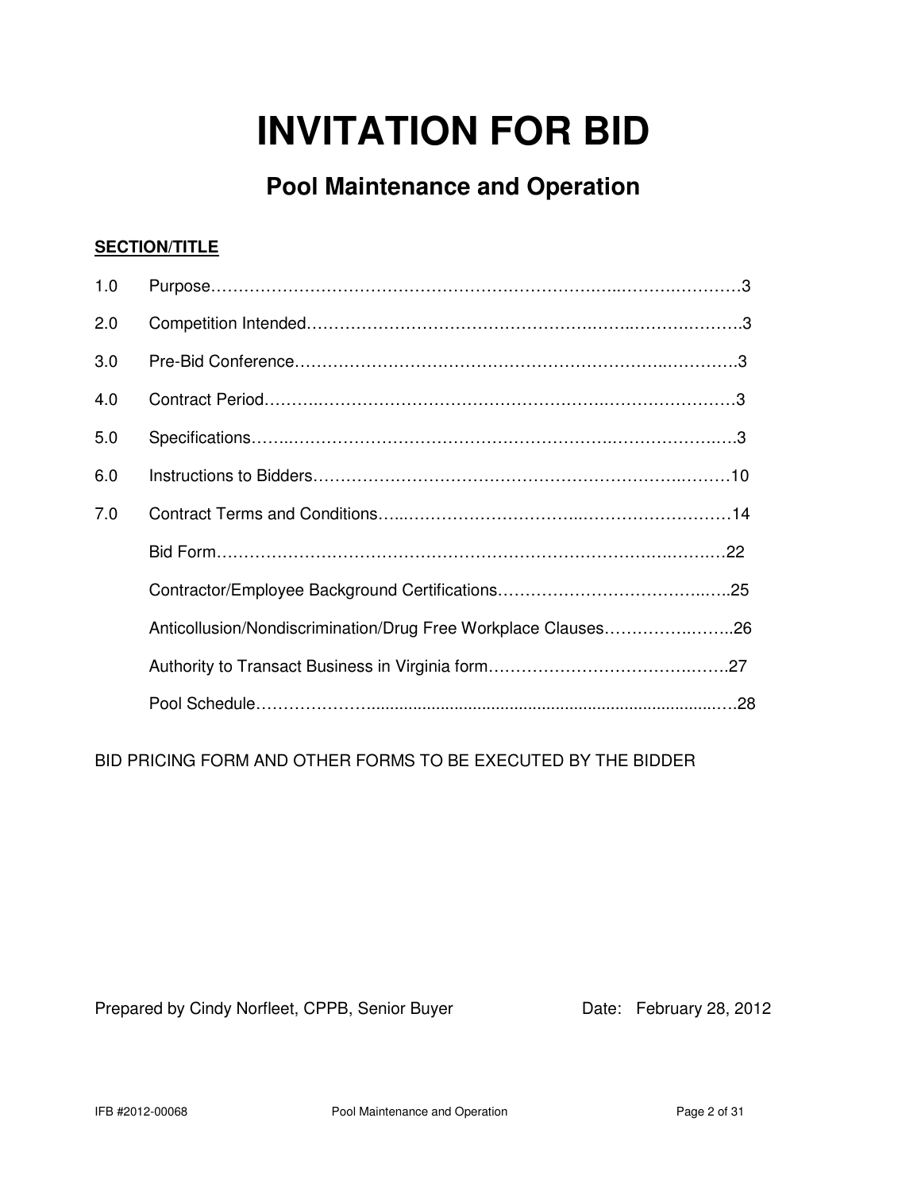# INVITATION FOR BID

## Pool Maintenance and Operation

**SECTION/TITLE**

| | | |
|---|---|---|
| 1.0 | Purpose | 3 |
| 2.0 | Competition Intended | 3 |
| 3.0 | Pre-Bid Conference | 3 |
| 4.0 | Contract Period | 3 |
| 5.0 | Specifications | 3 |
| 6.0 | Instructions to Bidders | 10 |
| 7.0 | Contract Terms and Conditions | 14 |
| | Bid Form | 22 |
| | Contractor/Employee Background Certifications | 25 |
| | Anticollusion/Nondiscrimination/Drug Free Workplace Clauses | 26 |
| | Authority to Transact Business in Virginia form | 27 |
| | Pool Schedule | 28 |

BID PRICING FORM AND OTHER FORMS TO BE EXECUTED BY THE BIDDER

Prepared by Cindy Norfleet, CPPB, Senior Buyer    Date: February 28, 2012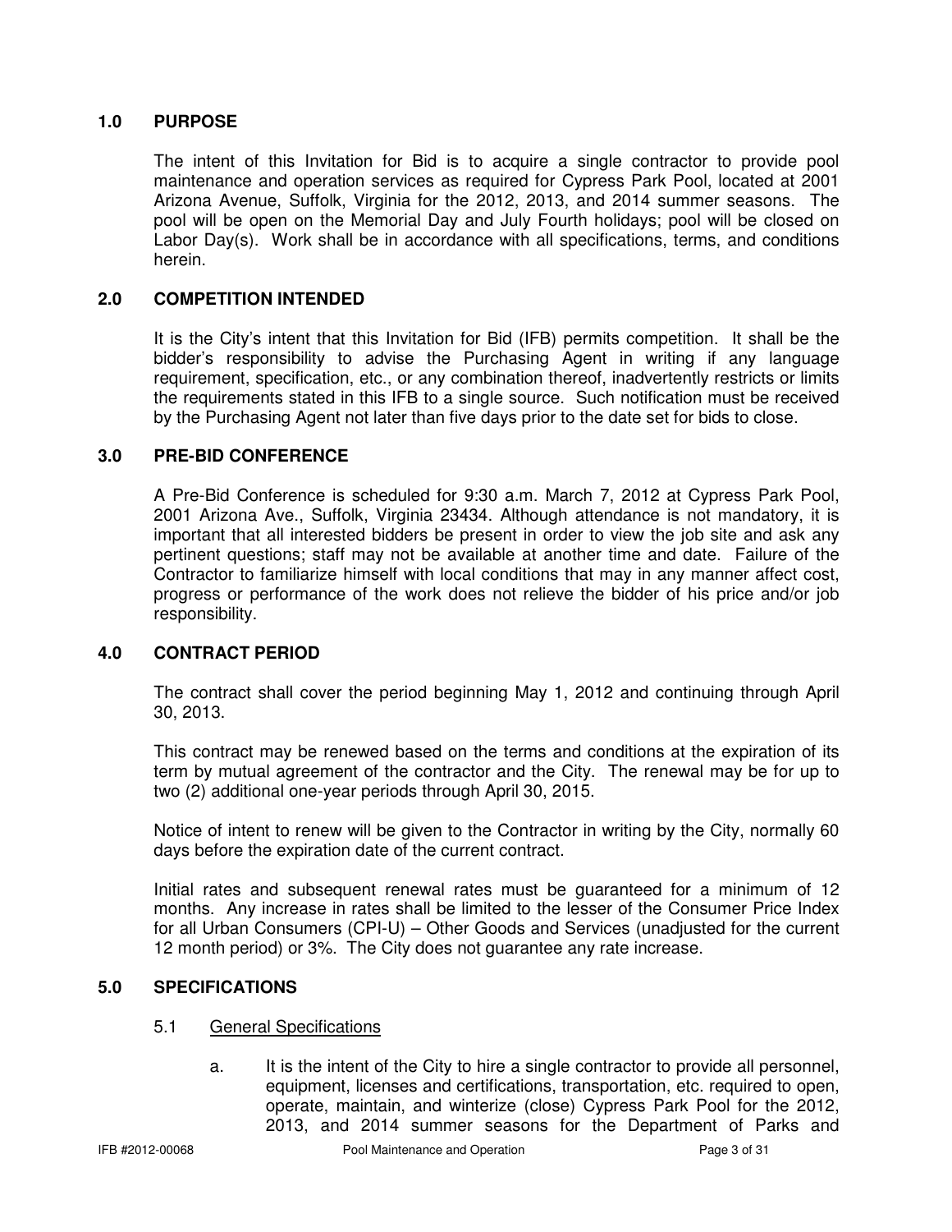## 1.0 PURPOSE

The intent of this Invitation for Bid is to acquire a single contractor to provide pool maintenance and operation services as required for Cypress Park Pool, located at 2001 Arizona Avenue, Suffolk, Virginia for the 2012, 2013, and 2014 summer seasons. The pool will be open on the Memorial Day and July Fourth holidays; pool will be closed on Labor Day(s). Work shall be in accordance with all specifications, terms, and conditions herein.

## 2.0 COMPETITION INTENDED

It is the City's intent that this Invitation for Bid (IFB) permits competition. It shall be the bidder's responsibility to advise the Purchasing Agent in writing if any language requirement, specification, etc., or any combination thereof, inadvertently restricts or limits the requirements stated in this IFB to a single source. Such notification must be received by the Purchasing Agent not later than five days prior to the date set for bids to close.

## 3.0 PRE-BID CONFERENCE

A Pre-Bid Conference is scheduled for 9:30 a.m. March 7, 2012 at Cypress Park Pool, 2001 Arizona Ave., Suffolk, Virginia 23434. Although attendance is not mandatory, it is important that all interested bidders be present in order to view the job site and ask any pertinent questions; staff may not be available at another time and date. Failure of the Contractor to familiarize himself with local conditions that may in any manner affect cost, progress or performance of the work does not relieve the bidder of his price and/or job responsibility.

## 4.0 CONTRACT PERIOD

The contract shall cover the period beginning May 1, 2012 and continuing through April 30, 2013.

This contract may be renewed based on the terms and conditions at the expiration of its term by mutual agreement of the contractor and the City. The renewal may be for up to two (2) additional one-year periods through April 30, 2015.

Notice of intent to renew will be given to the Contractor in writing by the City, normally 60 days before the expiration date of the current contract.

Initial rates and subsequent renewal rates must be guaranteed for a minimum of 12 months. Any increase in rates shall be limited to the lesser of the Consumer Price Index for all Urban Consumers (CPI-U) – Other Goods and Services (unadjusted for the current 12 month period) or 3%. The City does not guarantee any rate increase.

## 5.0 SPECIFICATIONS

### 5.1 General Specifications

a. It is the intent of the City to hire a single contractor to provide all personnel, equipment, licenses and certifications, transportation, etc. required to open, operate, maintain, and winterize (close) Cypress Park Pool for the 2012, 2013, and 2014 summer seasons for the Department of Parks and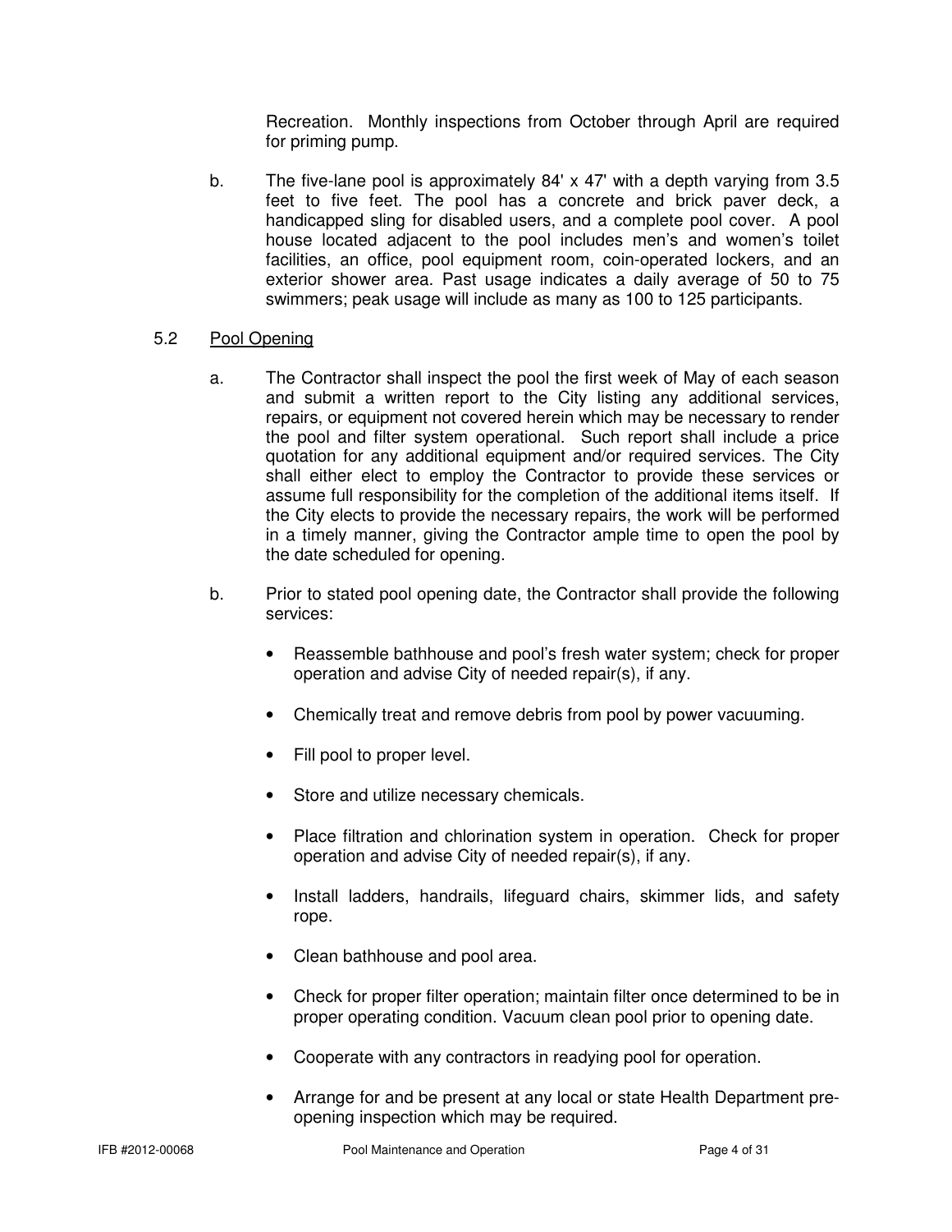Recreation. Monthly inspections from October through April are required for priming pump.

b. The five-lane pool is approximately 84' x 47' with a depth varying from 3.5 feet to five feet. The pool has a concrete and brick paver deck, a handicapped sling for disabled users, and a complete pool cover. A pool house located adjacent to the pool includes men's and women's toilet facilities, an office, pool equipment room, coin-operated lockers, and an exterior shower area. Past usage indicates a daily average of 50 to 75 swimmers; peak usage will include as many as 100 to 125 participants.

### 5.2 Pool Opening

a. The Contractor shall inspect the pool the first week of May of each season and submit a written report to the City listing any additional services, repairs, or equipment not covered herein which may be necessary to render the pool and filter system operational. Such report shall include a price quotation for any additional equipment and/or required services. The City shall either elect to employ the Contractor to provide these services or assume full responsibility for the completion of the additional items itself. If the City elects to provide the necessary repairs, the work will be performed in a timely manner, giving the Contractor ample time to open the pool by the date scheduled for opening.

b. Prior to stated pool opening date, the Contractor shall provide the following services:

- Reassemble bathhouse and pool's fresh water system; check for proper operation and advise City of needed repair(s), if any.
- Chemically treat and remove debris from pool by power vacuuming.
- Fill pool to proper level.
- Store and utilize necessary chemicals.
- Place filtration and chlorination system in operation. Check for proper operation and advise City of needed repair(s), if any.
- Install ladders, handrails, lifeguard chairs, skimmer lids, and safety rope.
- Clean bathhouse and pool area.
- Check for proper filter operation; maintain filter once determined to be in proper operating condition. Vacuum clean pool prior to opening date.
- Cooperate with any contractors in readying pool for operation.
- Arrange for and be present at any local or state Health Department pre-opening inspection which may be required.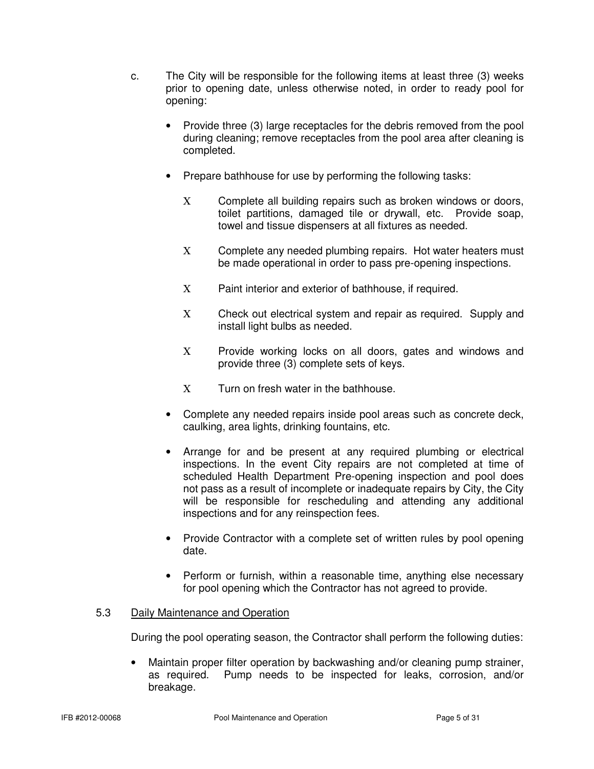c. The City will be responsible for the following items at least three (3) weeks prior to opening date, unless otherwise noted, in order to ready pool for opening:

- Provide three (3) large receptacles for the debris removed from the pool during cleaning; remove receptacles from the pool area after cleaning is completed.
- Prepare bathhouse for use by performing the following tasks:
  - Complete all building repairs such as broken windows or doors, toilet partitions, damaged tile or drywall, etc. Provide soap, towel and tissue dispensers at all fixtures as needed.
  - Complete any needed plumbing repairs. Hot water heaters must be made operational in order to pass pre-opening inspections.
  - Paint interior and exterior of bathhouse, if required.
  - Check out electrical system and repair as required. Supply and install light bulbs as needed.
  - Provide working locks on all doors, gates and windows and provide three (3) complete sets of keys.
  - Turn on fresh water in the bathhouse.
- Complete any needed repairs inside pool areas such as concrete deck, caulking, area lights, drinking fountains, etc.
- Arrange for and be present at any required plumbing or electrical inspections. In the event City repairs are not completed at time of scheduled Health Department Pre-opening inspection and pool does not pass as a result of incomplete or inadequate repairs by City, the City will be responsible for rescheduling and attending any additional inspections and for any reinspection fees.
- Provide Contractor with a complete set of written rules by pool opening date.
- Perform or furnish, within a reasonable time, anything else necessary for pool opening which the Contractor has not agreed to provide.

5.3 Daily Maintenance and Operation

During the pool operating season, the Contractor shall perform the following duties:

- Maintain proper filter operation by backwashing and/or cleaning pump strainer, as required. Pump needs to be inspected for leaks, corrosion, and/or breakage.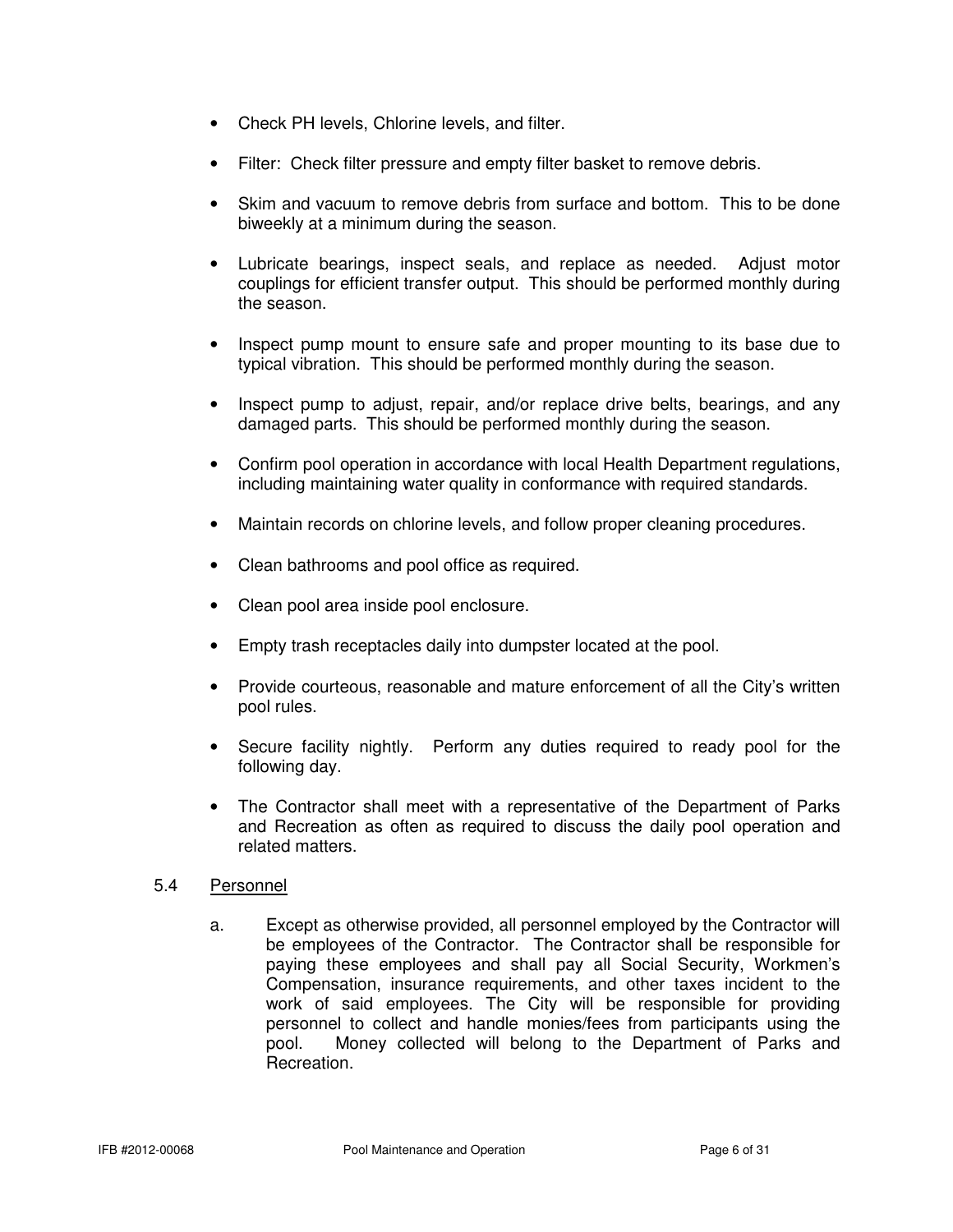- Check PH levels, Chlorine levels, and filter.
- Filter: Check filter pressure and empty filter basket to remove debris.
- Skim and vacuum to remove debris from surface and bottom. This to be done biweekly at a minimum during the season.
- Lubricate bearings, inspect seals, and replace as needed. Adjust motor couplings for efficient transfer output. This should be performed monthly during the season.
- Inspect pump mount to ensure safe and proper mounting to its base due to typical vibration. This should be performed monthly during the season.
- Inspect pump to adjust, repair, and/or replace drive belts, bearings, and any damaged parts. This should be performed monthly during the season.
- Confirm pool operation in accordance with local Health Department regulations, including maintaining water quality in conformance with required standards.
- Maintain records on chlorine levels, and follow proper cleaning procedures.
- Clean bathrooms and pool office as required.
- Clean pool area inside pool enclosure.
- Empty trash receptacles daily into dumpster located at the pool.
- Provide courteous, reasonable and mature enforcement of all the City's written pool rules.
- Secure facility nightly. Perform any duties required to ready pool for the following day.
- The Contractor shall meet with a representative of the Department of Parks and Recreation as often as required to discuss the daily pool operation and related matters.

5.4 Personnel

a. Except as otherwise provided, all personnel employed by the Contractor will be employees of the Contractor. The Contractor shall be responsible for paying these employees and shall pay all Social Security, Workmen's Compensation, insurance requirements, and other taxes incident to the work of said employees. The City will be responsible for providing personnel to collect and handle monies/fees from participants using the pool. Money collected will belong to the Department of Parks and Recreation.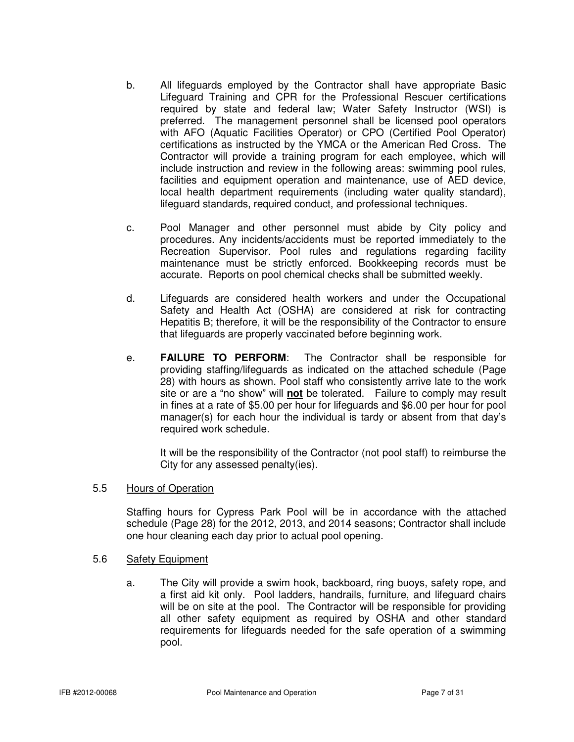b. All lifeguards employed by the Contractor shall have appropriate Basic Lifeguard Training and CPR for the Professional Rescuer certifications required by state and federal law; Water Safety Instructor (WSI) is preferred. The management personnel shall be licensed pool operators with AFO (Aquatic Facilities Operator) or CPO (Certified Pool Operator) certifications as instructed by the YMCA or the American Red Cross. The Contractor will provide a training program for each employee, which will include instruction and review in the following areas: swimming pool rules, facilities and equipment operation and maintenance, use of AED device, local health department requirements (including water quality standard), lifeguard standards, required conduct, and professional techniques.

c. Pool Manager and other personnel must abide by City policy and procedures. Any incidents/accidents must be reported immediately to the Recreation Supervisor. Pool rules and regulations regarding facility maintenance must be strictly enforced. Bookkeeping records must be accurate. Reports on pool chemical checks shall be submitted weekly.

d. Lifeguards are considered health workers and under the Occupational Safety and Health Act (OSHA) are considered at risk for contracting Hepatitis B; therefore, it will be the responsibility of the Contractor to ensure that lifeguards are properly vaccinated before beginning work.

e. **FAILURE TO PERFORM**: The Contractor shall be responsible for providing staffing/lifeguards as indicated on the attached schedule (Page 28) with hours as shown. Pool staff who consistently arrive late to the work site or are a "no show" will **not** be tolerated. Failure to comply may result in fines at a rate of $5.00 per hour for lifeguards and $6.00 per hour for pool manager(s) for each hour the individual is tardy or absent from that day's required work schedule.

   It will be the responsibility of the Contractor (not pool staff) to reimburse the City for any assessed penalty(ies).

5.5 Hours of Operation

Staffing hours for Cypress Park Pool will be in accordance with the attached schedule (Page 28) for the 2012, 2013, and 2014 seasons; Contractor shall include one hour cleaning each day prior to actual pool opening.

5.6 Safety Equipment

a. The City will provide a swim hook, backboard, ring buoys, safety rope, and a first aid kit only. Pool ladders, handrails, furniture, and lifeguard chairs will be on site at the pool. The Contractor will be responsible for providing all other safety equipment as required by OSHA and other standard requirements for lifeguards needed for the safe operation of a swimming pool.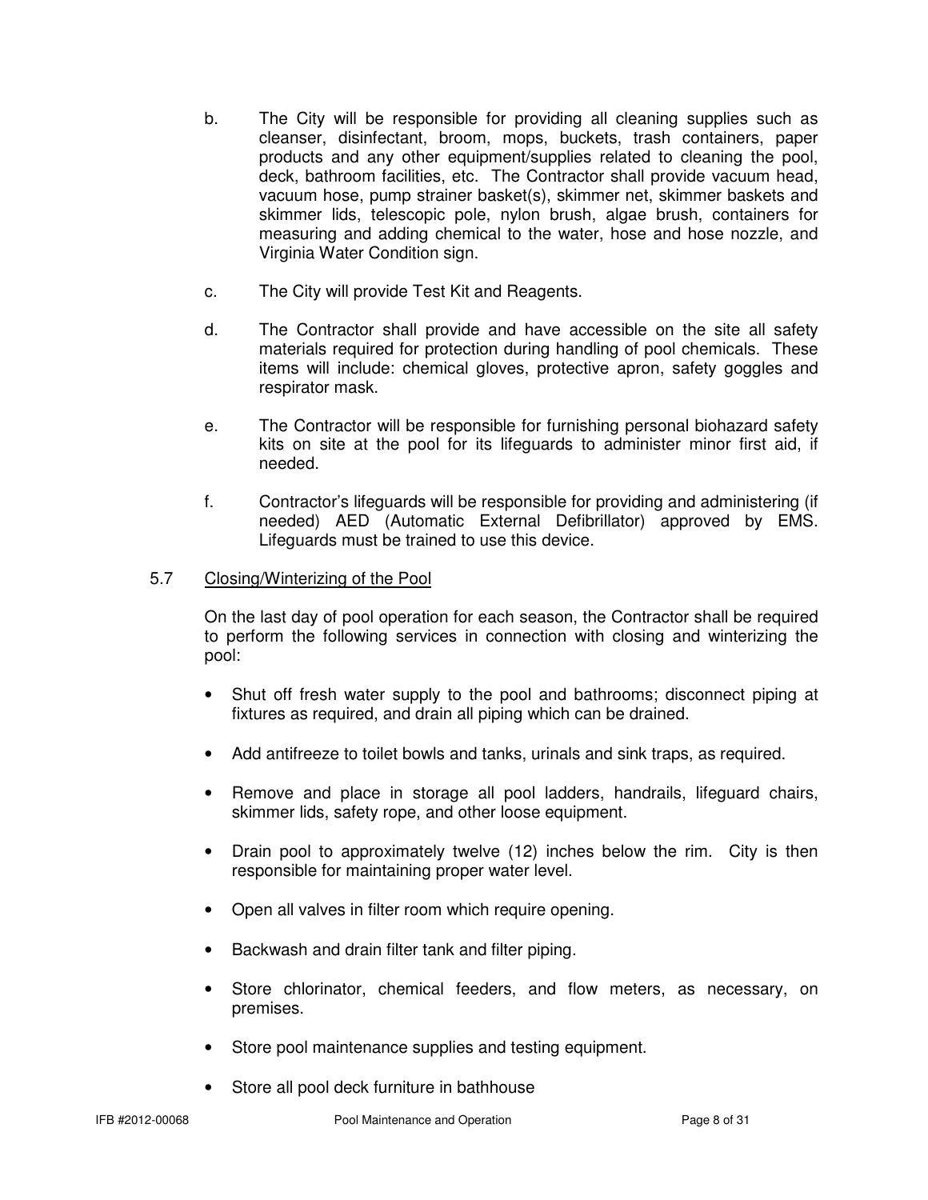b. The City will be responsible for providing all cleaning supplies such as cleanser, disinfectant, broom, mops, buckets, trash containers, paper products and any other equipment/supplies related to cleaning the pool, deck, bathroom facilities, etc. The Contractor shall provide vacuum head, vacuum hose, pump strainer basket(s), skimmer net, skimmer baskets and skimmer lids, telescopic pole, nylon brush, algae brush, containers for measuring and adding chemical to the water, hose and hose nozzle, and Virginia Water Condition sign.

c. The City will provide Test Kit and Reagents.

d. The Contractor shall provide and have accessible on the site all safety materials required for protection during handling of pool chemicals. These items will include: chemical gloves, protective apron, safety goggles and respirator mask.

e. The Contractor will be responsible for furnishing personal biohazard safety kits on site at the pool for its lifeguards to administer minor first aid, if needed.

f. Contractor's lifeguards will be responsible for providing and administering (if needed) AED (Automatic External Defibrillator) approved by EMS. Lifeguards must be trained to use this device.

5.7 <u>Closing/Winterizing of the Pool</u>

On the last day of pool operation for each season, the Contractor shall be required to perform the following services in connection with closing and winterizing the pool:

- Shut off fresh water supply to the pool and bathrooms; disconnect piping at fixtures as required, and drain all piping which can be drained.
- Add antifreeze to toilet bowls and tanks, urinals and sink traps, as required.
- Remove and place in storage all pool ladders, handrails, lifeguard chairs, skimmer lids, safety rope, and other loose equipment.
- Drain pool to approximately twelve (12) inches below the rim. City is then responsible for maintaining proper water level.
- Open all valves in filter room which require opening.
- Backwash and drain filter tank and filter piping.
- Store chlorinator, chemical feeders, and flow meters, as necessary, on premises.
- Store pool maintenance supplies and testing equipment.
- Store all pool deck furniture in bathhouse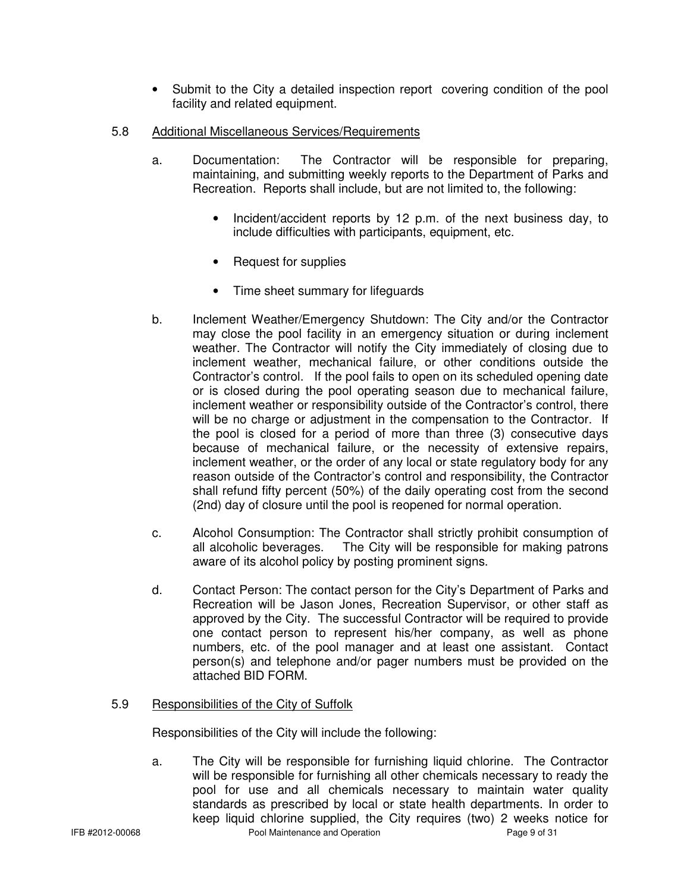- Submit to the City a detailed inspection report covering condition of the pool facility and related equipment.

5.8 Additional Miscellaneous Services/Requirements

a. Documentation: The Contractor will be responsible for preparing, maintaining, and submitting weekly reports to the Department of Parks and Recreation. Reports shall include, but are not limited to, the following:

   - Incident/accident reports by 12 p.m. of the next business day, to include difficulties with participants, equipment, etc.
   - Request for supplies
   - Time sheet summary for lifeguards

b. Inclement Weather/Emergency Shutdown: The City and/or the Contractor may close the pool facility in an emergency situation or during inclement weather. The Contractor will notify the City immediately of closing due to inclement weather, mechanical failure, or other conditions outside the Contractor's control. If the pool fails to open on its scheduled opening date or is closed during the pool operating season due to mechanical failure, inclement weather or responsibility outside of the Contractor's control, there will be no charge or adjustment in the compensation to the Contractor. If the pool is closed for a period of more than three (3) consecutive days because of mechanical failure, or the necessity of extensive repairs, inclement weather, or the order of any local or state regulatory body for any reason outside of the Contractor's control and responsibility, the Contractor shall refund fifty percent (50%) of the daily operating cost from the second (2nd) day of closure until the pool is reopened for normal operation.

c. Alcohol Consumption: The Contractor shall strictly prohibit consumption of all alcoholic beverages. The City will be responsible for making patrons aware of its alcohol policy by posting prominent signs.

d. Contact Person: The contact person for the City's Department of Parks and Recreation will be Jason Jones, Recreation Supervisor, or other staff as approved by the City. The successful Contractor will be required to provide one contact person to represent his/her company, as well as phone numbers, etc. of the pool manager and at least one assistant. Contact person(s) and telephone and/or pager numbers must be provided on the attached BID FORM.

5.9 Responsibilities of the City of Suffolk

Responsibilities of the City will include the following:

a. The City will be responsible for furnishing liquid chlorine. The Contractor will be responsible for furnishing all other chemicals necessary to ready the pool for use and all chemicals necessary to maintain water quality standards as prescribed by local or state health departments. In order to keep liquid chlorine supplied, the City requires (two) 2 weeks notice for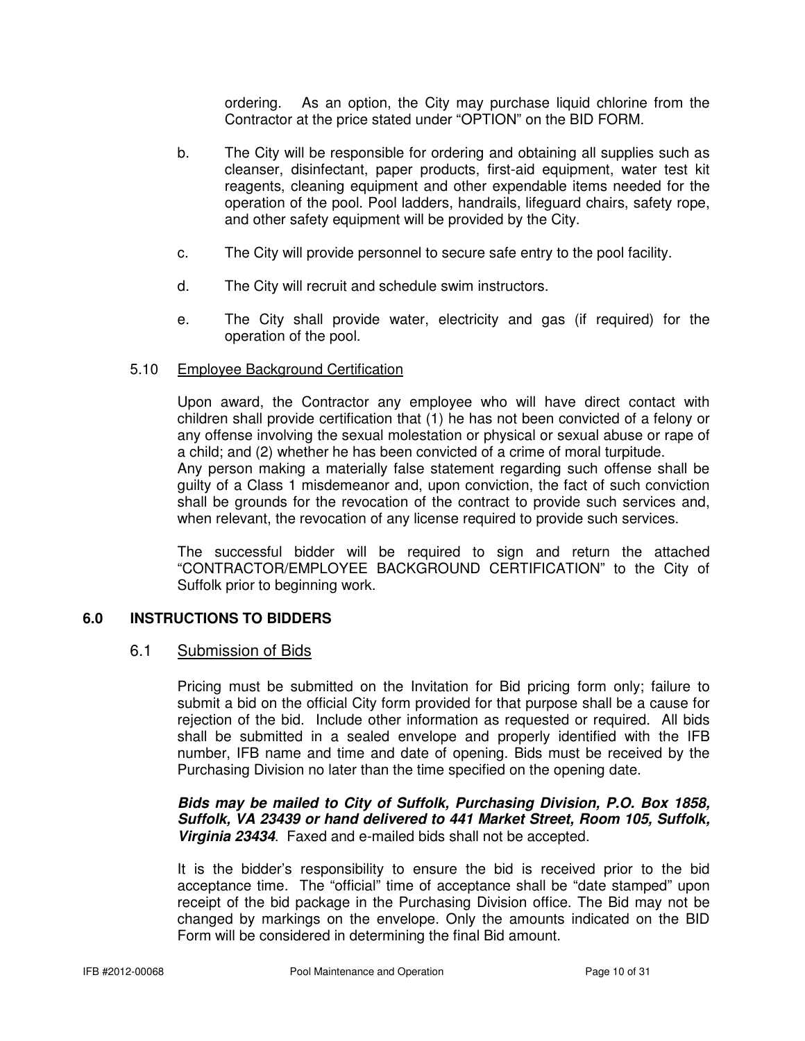ordering. As an option, the City may purchase liquid chlorine from the Contractor at the price stated under “OPTION” on the BID FORM.

b. The City will be responsible for ordering and obtaining all supplies such as cleanser, disinfectant, paper products, first-aid equipment, water test kit reagents, cleaning equipment and other expendable items needed for the operation of the pool. Pool ladders, handrails, lifeguard chairs, safety rope, and other safety equipment will be provided by the City.

c. The City will provide personnel to secure safe entry to the pool facility.

d. The City will recruit and schedule swim instructors.

e. The City shall provide water, electricity and gas (if required) for the operation of the pool.

5.10 Employee Background Certification

Upon award, the Contractor any employee who will have direct contact with children shall provide certification that (1) he has not been convicted of a felony or any offense involving the sexual molestation or physical or sexual abuse or rape of a child; and (2) whether he has been convicted of a crime of moral turpitude.
Any person making a materially false statement regarding such offense shall be guilty of a Class 1 misdemeanor and, upon conviction, the fact of such conviction shall be grounds for the revocation of the contract to provide such services and, when relevant, the revocation of any license required to provide such services.

The successful bidder will be required to sign and return the attached “CONTRACTOR/EMPLOYEE BACKGROUND CERTIFICATION” to the City of Suffolk prior to beginning work.

## 6.0 INSTRUCTIONS TO BIDDERS

### 6.1 Submission of Bids

Pricing must be submitted on the Invitation for Bid pricing form only; failure to submit a bid on the official City form provided for that purpose shall be a cause for rejection of the bid. Include other information as requested or required. All bids shall be submitted in a sealed envelope and properly identified with the IFB number, IFB name and time and date of opening. Bids must be received by the Purchasing Division no later than the time specified on the opening date.

***Bids may be mailed to City of Suffolk, Purchasing Division, P.O. Box 1858, Suffolk, VA 23439 or hand delivered to 441 Market Street, Room 105, Suffolk, Virginia 23434***. Faxed and e-mailed bids shall not be accepted.

It is the bidder’s responsibility to ensure the bid is received prior to the bid acceptance time. The “official” time of acceptance shall be “date stamped” upon receipt of the bid package in the Purchasing Division office. The Bid may not be changed by markings on the envelope. Only the amounts indicated on the BID Form will be considered in determining the final Bid amount.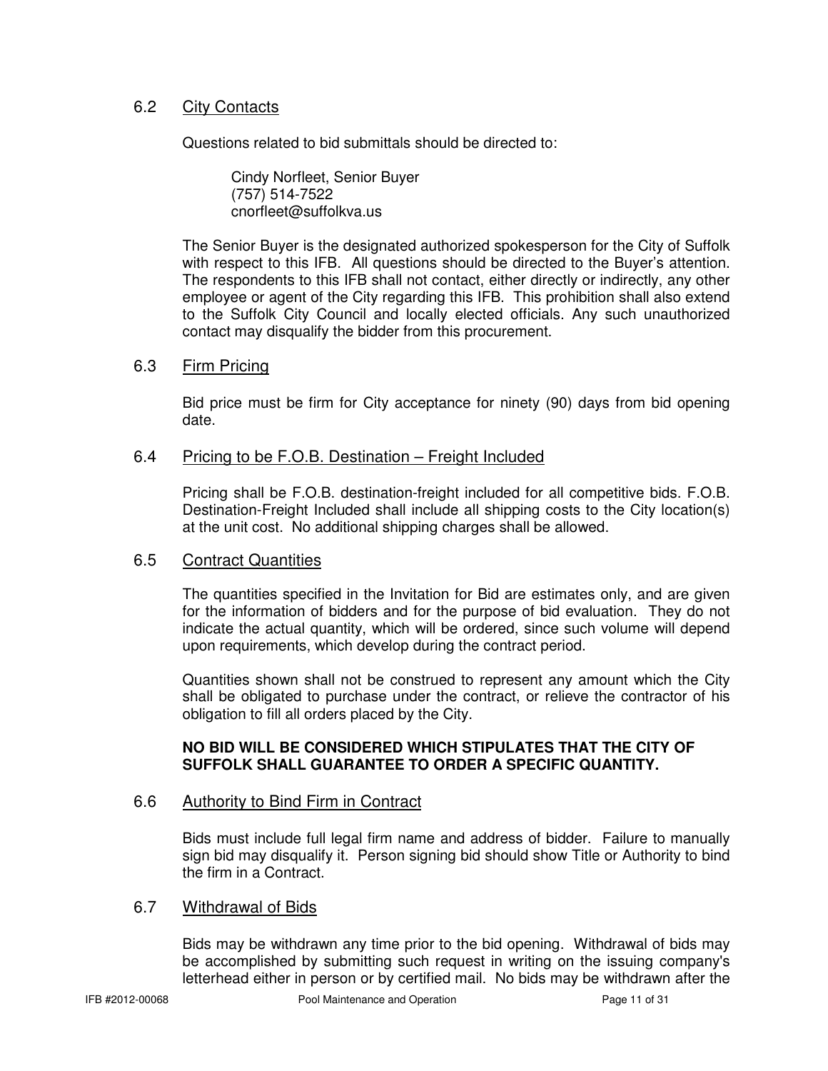## 6.2 City Contacts

Questions related to bid submittals should be directed to:

> Cindy Norfleet, Senior Buyer
> (757) 514-7522
> cnorfleet@suffolkva.us

The Senior Buyer is the designated authorized spokesperson for the City of Suffolk with respect to this IFB. All questions should be directed to the Buyer's attention. The respondents to this IFB shall not contact, either directly or indirectly, any other employee or agent of the City regarding this IFB. This prohibition shall also extend to the Suffolk City Council and locally elected officials. Any such unauthorized contact may disqualify the bidder from this procurement.

## 6.3 Firm Pricing

Bid price must be firm for City acceptance for ninety (90) days from bid opening date.

## 6.4 Pricing to be F.O.B. Destination – Freight Included

Pricing shall be F.O.B. destination-freight included for all competitive bids. F.O.B. Destination-Freight Included shall include all shipping costs to the City location(s) at the unit cost. No additional shipping charges shall be allowed.

## 6.5 Contract Quantities

The quantities specified in the Invitation for Bid are estimates only, and are given for the information of bidders and for the purpose of bid evaluation. They do not indicate the actual quantity, which will be ordered, since such volume will depend upon requirements, which develop during the contract period.

Quantities shown shall not be construed to represent any amount which the City shall be obligated to purchase under the contract, or relieve the contractor of his obligation to fill all orders placed by the City.

**NO BID WILL BE CONSIDERED WHICH STIPULATES THAT THE CITY OF SUFFOLK SHALL GUARANTEE TO ORDER A SPECIFIC QUANTITY.**

## 6.6 Authority to Bind Firm in Contract

Bids must include full legal firm name and address of bidder. Failure to manually sign bid may disqualify it. Person signing bid should show Title or Authority to bind the firm in a Contract.

## 6.7 Withdrawal of Bids

Bids may be withdrawn any time prior to the bid opening. Withdrawal of bids may be accomplished by submitting such request in writing on the issuing company's letterhead either in person or by certified mail. No bids may be withdrawn after the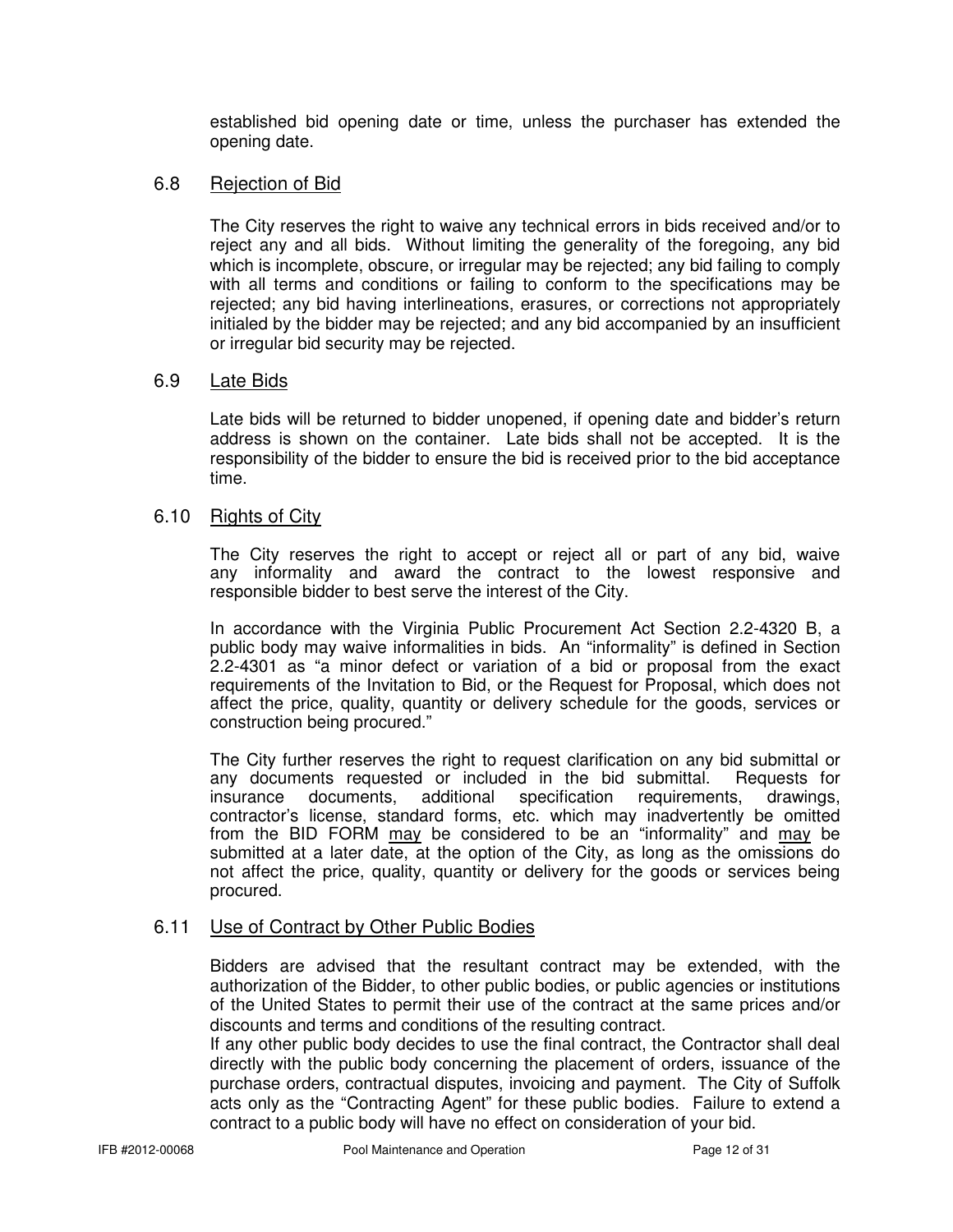established bid opening date or time, unless the purchaser has extended the opening date.

## 6.8 Rejection of Bid

The City reserves the right to waive any technical errors in bids received and/or to reject any and all bids. Without limiting the generality of the foregoing, any bid which is incomplete, obscure, or irregular may be rejected; any bid failing to comply with all terms and conditions or failing to conform to the specifications may be rejected; any bid having interlineations, erasures, or corrections not appropriately initialed by the bidder may be rejected; and any bid accompanied by an insufficient or irregular bid security may be rejected.

## 6.9 Late Bids

Late bids will be returned to bidder unopened, if opening date and bidder's return address is shown on the container. Late bids shall not be accepted. It is the responsibility of the bidder to ensure the bid is received prior to the bid acceptance time.

## 6.10 Rights of City

The City reserves the right to accept or reject all or part of any bid, waive any informality and award the contract to the lowest responsive and responsible bidder to best serve the interest of the City.

In accordance with the Virginia Public Procurement Act Section 2.2-4320 B, a public body may waive informalities in bids. An "informality" is defined in Section 2.2-4301 as "a minor defect or variation of a bid or proposal from the exact requirements of the Invitation to Bid, or the Request for Proposal, which does not affect the price, quality, quantity or delivery schedule for the goods, services or construction being procured."

The City further reserves the right to request clarification on any bid submittal or any documents requested or included in the bid submittal. Requests for insurance documents, additional specification requirements, drawings, contractor's license, standard forms, etc. which may inadvertently be omitted from the BID FORM may be considered to be an "informality" and may be submitted at a later date, at the option of the City, as long as the omissions do not affect the price, quality, quantity or delivery for the goods or services being procured.

## 6.11 Use of Contract by Other Public Bodies

Bidders are advised that the resultant contract may be extended, with the authorization of the Bidder, to other public bodies, or public agencies or institutions of the United States to permit their use of the contract at the same prices and/or discounts and terms and conditions of the resulting contract.

If any other public body decides to use the final contract, the Contractor shall deal directly with the public body concerning the placement of orders, issuance of the purchase orders, contractual disputes, invoicing and payment. The City of Suffolk acts only as the "Contracting Agent" for these public bodies. Failure to extend a contract to a public body will have no effect on consideration of your bid.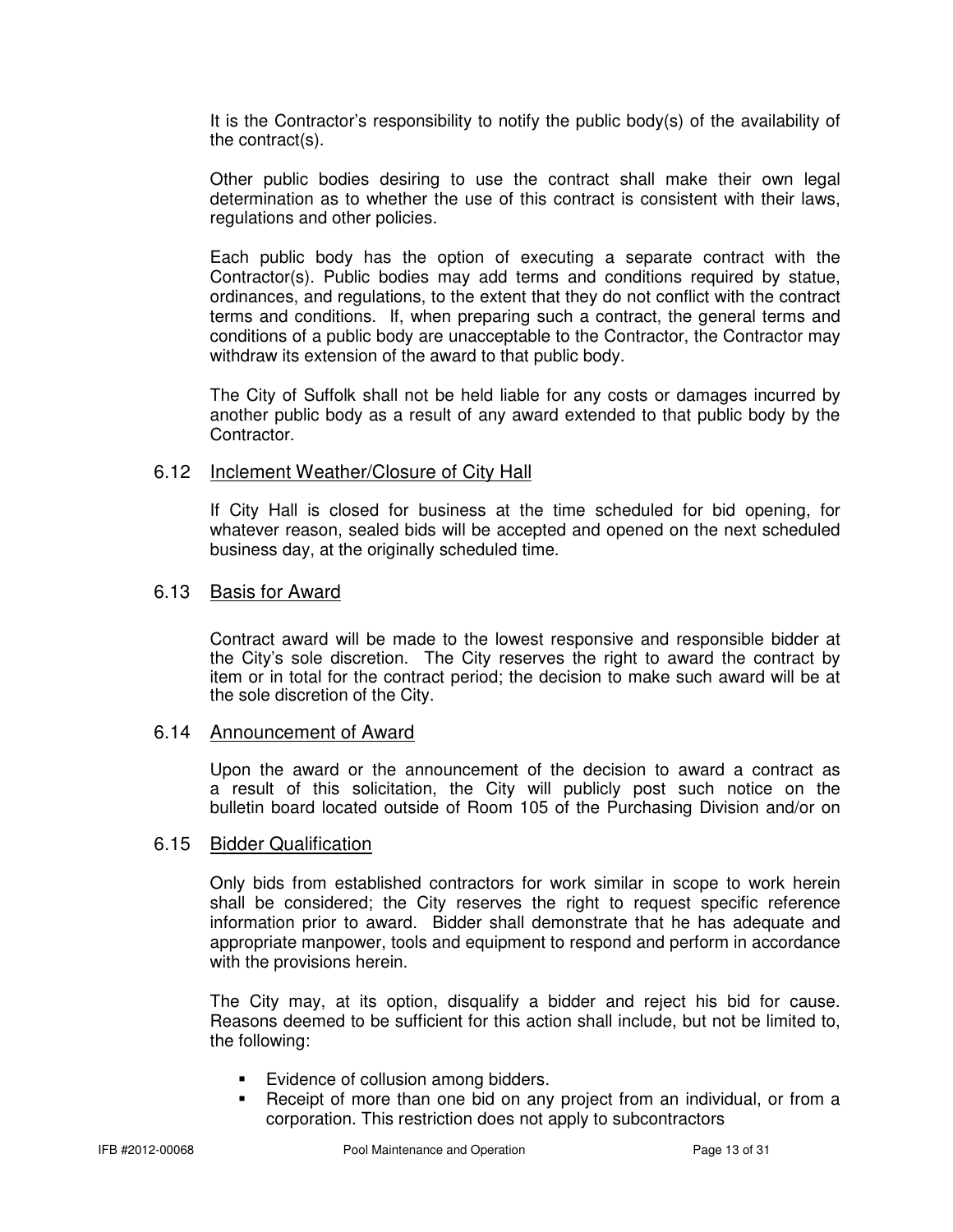It is the Contractor's responsibility to notify the public body(s) of the availability of the contract(s).

Other public bodies desiring to use the contract shall make their own legal determination as to whether the use of this contract is consistent with their laws, regulations and other policies.

Each public body has the option of executing a separate contract with the Contractor(s). Public bodies may add terms and conditions required by statue, ordinances, and regulations, to the extent that they do not conflict with the contract terms and conditions. If, when preparing such a contract, the general terms and conditions of a public body are unacceptable to the Contractor, the Contractor may withdraw its extension of the award to that public body.

The City of Suffolk shall not be held liable for any costs or damages incurred by another public body as a result of any award extended to that public body by the Contractor.

### 6.12 Inclement Weather/Closure of City Hall

If City Hall is closed for business at the time scheduled for bid opening, for whatever reason, sealed bids will be accepted and opened on the next scheduled business day, at the originally scheduled time.

### 6.13 Basis for Award

Contract award will be made to the lowest responsive and responsible bidder at the City's sole discretion. The City reserves the right to award the contract by item or in total for the contract period; the decision to make such award will be at the sole discretion of the City.

### 6.14 Announcement of Award

Upon the award or the announcement of the decision to award a contract as a result of this solicitation, the City will publicly post such notice on the bulletin board located outside of Room 105 of the Purchasing Division and/or on

### 6.15 Bidder Qualification

Only bids from established contractors for work similar in scope to work herein shall be considered; the City reserves the right to request specific reference information prior to award. Bidder shall demonstrate that he has adequate and appropriate manpower, tools and equipment to respond and perform in accordance with the provisions herein.

The City may, at its option, disqualify a bidder and reject his bid for cause. Reasons deemed to be sufficient for this action shall include, but not be limited to, the following:

- Evidence of collusion among bidders.
- Receipt of more than one bid on any project from an individual, or from a corporation. This restriction does not apply to subcontractors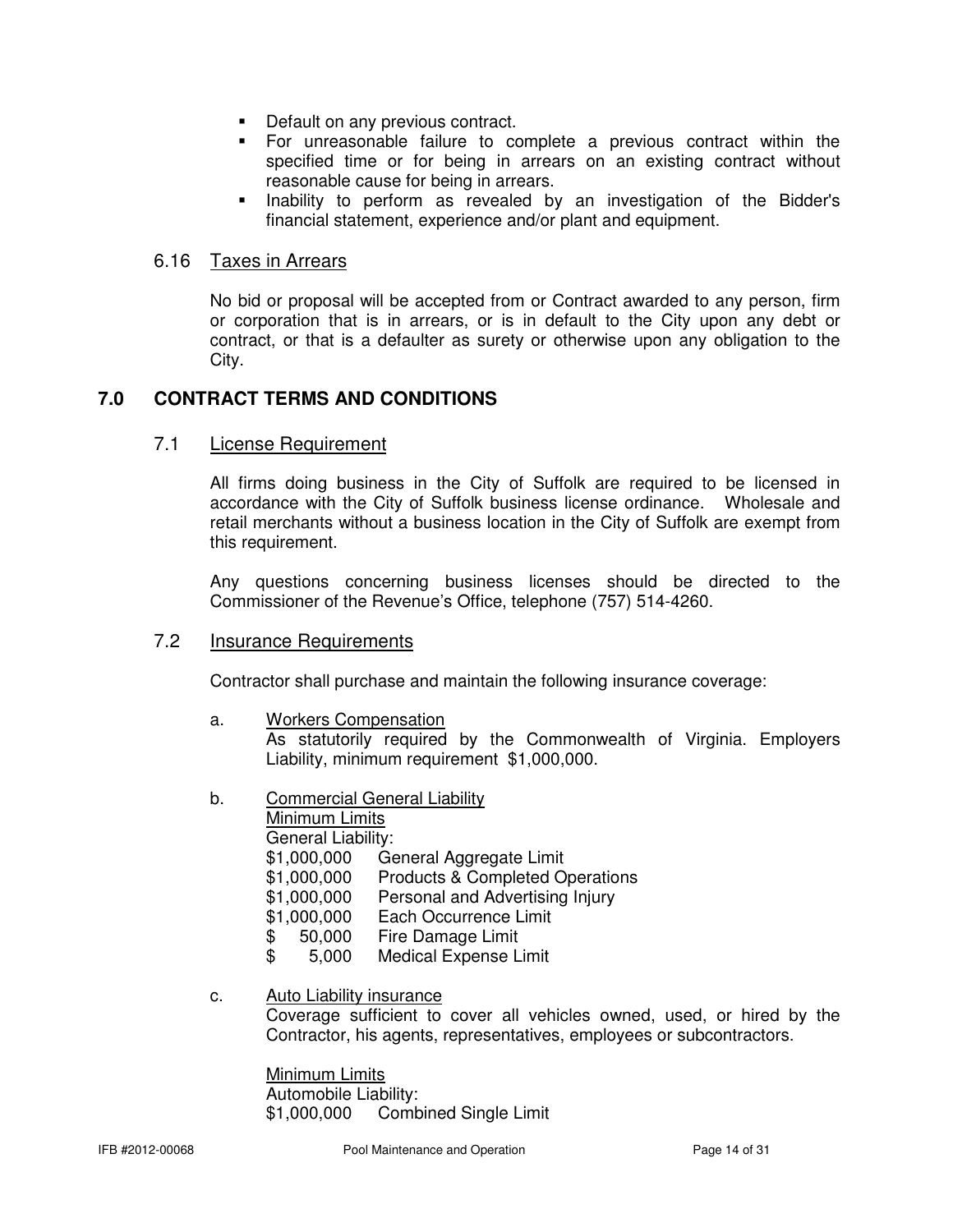- Default on any previous contract.
- For unreasonable failure to complete a previous contract within the specified time or for being in arrears on an existing contract without reasonable cause for being in arrears.
- Inability to perform as revealed by an investigation of the Bidder's financial statement, experience and/or plant and equipment.

### 6.16 Taxes in Arrears

No bid or proposal will be accepted from or Contract awarded to any person, firm or corporation that is in arrears, or is in default to the City upon any debt or contract, or that is a defaulter as surety or otherwise upon any obligation to the City.

## 7.0 CONTRACT TERMS AND CONDITIONS

### 7.1 License Requirement

All firms doing business in the City of Suffolk are required to be licensed in accordance with the City of Suffolk business license ordinance. Wholesale and retail merchants without a business location in the City of Suffolk are exempt from this requirement.

Any questions concerning business licenses should be directed to the Commissioner of the Revenue's Office, telephone (757) 514-4260.

### 7.2 Insurance Requirements

Contractor shall purchase and maintain the following insurance coverage:

a. Workers Compensation
As statutorily required by the Commonwealth of Virginia. Employers Liability, minimum requirement $1,000,000.

b. Commercial General Liability
Minimum Limits
General Liability:
$1,000,000 General Aggregate Limit
$1,000,000 Products & Completed Operations
$1,000,000 Personal and Advertising Injury
$1,000,000 Each Occurrence Limit
$ 50,000 Fire Damage Limit
$ 5,000 Medical Expense Limit

c. Auto Liability insurance
Coverage sufficient to cover all vehicles owned, used, or hired by the Contractor, his agents, representatives, employees or subcontractors.

Minimum Limits
Automobile Liability:
$1,000,000 Combined Single Limit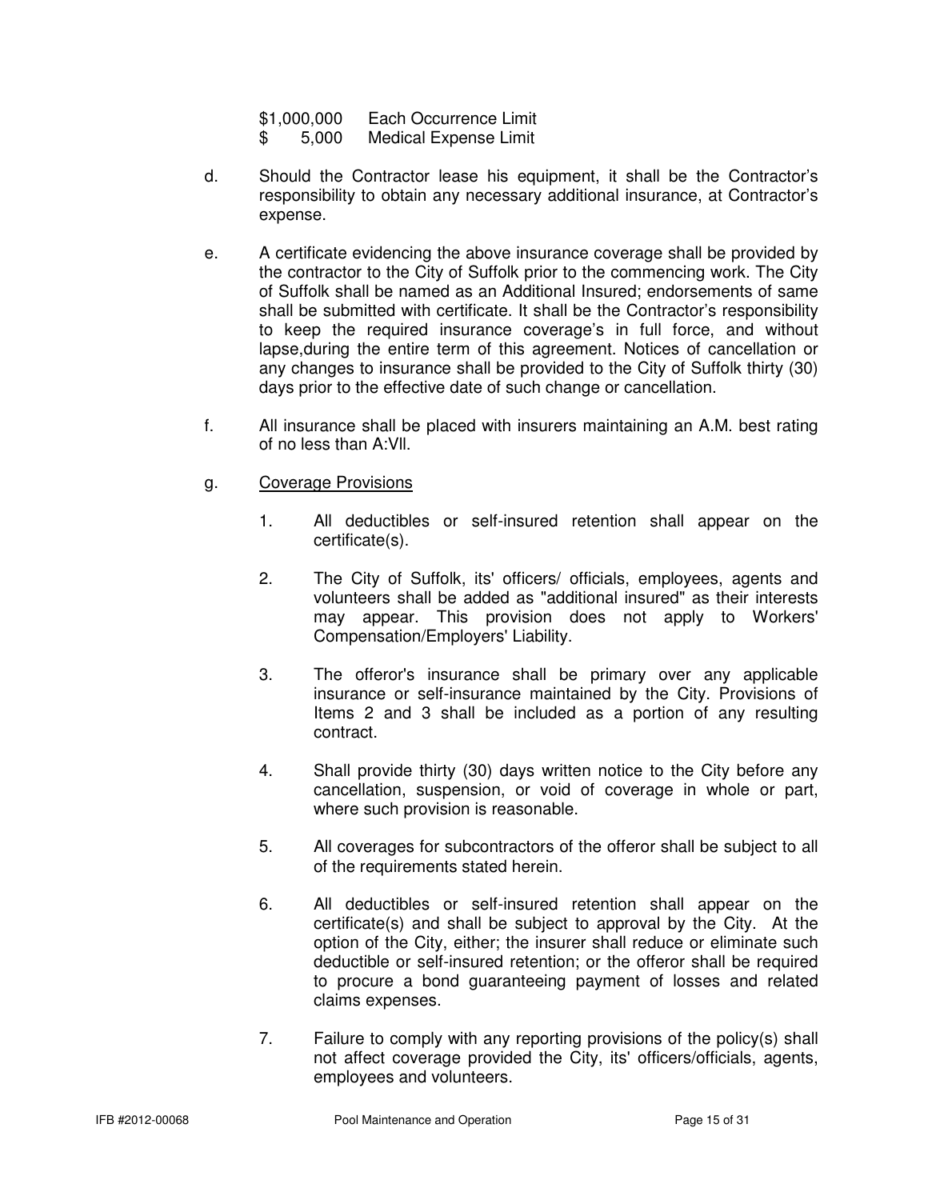$1,000,000 Each Occurrence Limit
$ 5,000 Medical Expense Limit

d. Should the Contractor lease his equipment, it shall be the Contractor's responsibility to obtain any necessary additional insurance, at Contractor's expense.

e. A certificate evidencing the above insurance coverage shall be provided by the contractor to the City of Suffolk prior to the commencing work. The City of Suffolk shall be named as an Additional Insured; endorsements of same shall be submitted with certificate. It shall be the Contractor's responsibility to keep the required insurance coverage's in full force, and without lapse,during the entire term of this agreement. Notices of cancellation or any changes to insurance shall be provided to the City of Suffolk thirty (30) days prior to the effective date of such change or cancellation.

f. All insurance shall be placed with insurers maintaining an A.M. best rating of no less than A:Vll.

g. <u>Coverage Provisions</u>

1. All deductibles or self-insured retention shall appear on the certificate(s).

2. The City of Suffolk, its' officers/ officials, employees, agents and volunteers shall be added as "additional insured" as their interests may appear. This provision does not apply to Workers' Compensation/Employers' Liability.

3. The offeror's insurance shall be primary over any applicable insurance or self-insurance maintained by the City. Provisions of Items 2 and 3 shall be included as a portion of any resulting contract.

4. Shall provide thirty (30) days written notice to the City before any cancellation, suspension, or void of coverage in whole or part, where such provision is reasonable.

5. All coverages for subcontractors of the offeror shall be subject to all of the requirements stated herein.

6. All deductibles or self-insured retention shall appear on the certificate(s) and shall be subject to approval by the City. At the option of the City, either; the insurer shall reduce or eliminate such deductible or self-insured retention; or the offeror shall be required to procure a bond guaranteeing payment of losses and related claims expenses.

7. Failure to comply with any reporting provisions of the policy(s) shall not affect coverage provided the City, its' officers/officials, agents, employees and volunteers.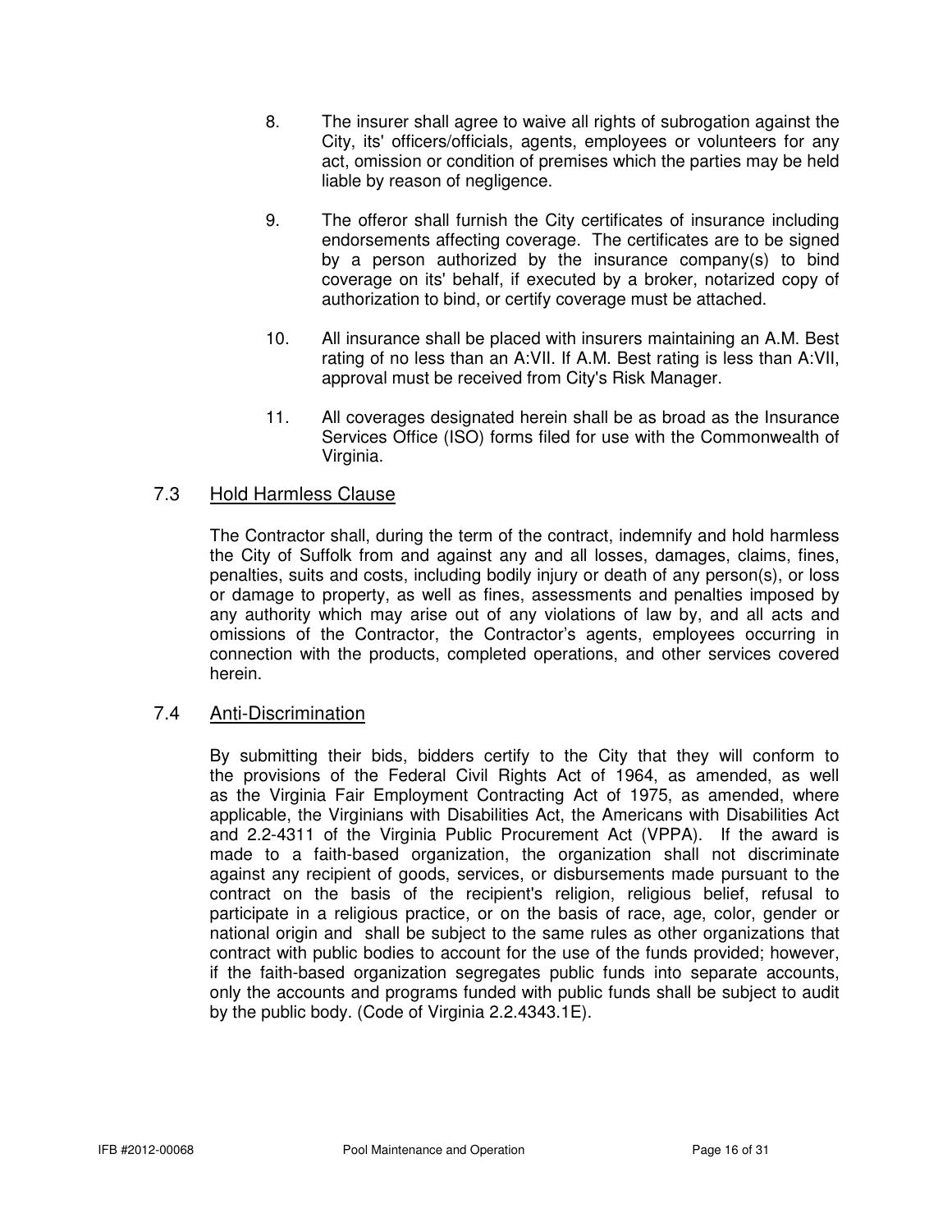8. The insurer shall agree to waive all rights of subrogation against the City, its' officers/officials, agents, employees or volunteers for any act, omission or condition of premises which the parties may be held liable by reason of negligence.

9. The offeror shall furnish the City certificates of insurance including endorsements affecting coverage. The certificates are to be signed by a person authorized by the insurance company(s) to bind coverage on its' behalf, if executed by a broker, notarized copy of authorization to bind, or certify coverage must be attached.

10. All insurance shall be placed with insurers maintaining an A.M. Best rating of no less than an A:VII. If A.M. Best rating is less than A:VII, approval must be received from City's Risk Manager.

11. All coverages designated herein shall be as broad as the Insurance Services Office (ISO) forms filed for use with the Commonwealth of Virginia.

## 7.3 Hold Harmless Clause

The Contractor shall, during the term of the contract, indemnify and hold harmless the City of Suffolk from and against any and all losses, damages, claims, fines, penalties, suits and costs, including bodily injury or death of any person(s), or loss or damage to property, as well as fines, assessments and penalties imposed by any authority which may arise out of any violations of law by, and all acts and omissions of the Contractor, the Contractor's agents, employees occurring in connection with the products, completed operations, and other services covered herein.

## 7.4 Anti-Discrimination

By submitting their bids, bidders certify to the City that they will conform to the provisions of the Federal Civil Rights Act of 1964, as amended, as well as the Virginia Fair Employment Contracting Act of 1975, as amended, where applicable, the Virginians with Disabilities Act, the Americans with Disabilities Act and 2.2-4311 of the Virginia Public Procurement Act (VPPA). If the award is made to a faith-based organization, the organization shall not discriminate against any recipient of goods, services, or disbursements made pursuant to the contract on the basis of the recipient's religion, religious belief, refusal to participate in a religious practice, or on the basis of race, age, color, gender or national origin and shall be subject to the same rules as other organizations that contract with public bodies to account for the use of the funds provided; however, if the faith-based organization segregates public funds into separate accounts, only the accounts and programs funded with public funds shall be subject to audit by the public body. (Code of Virginia 2.2.4343.1E).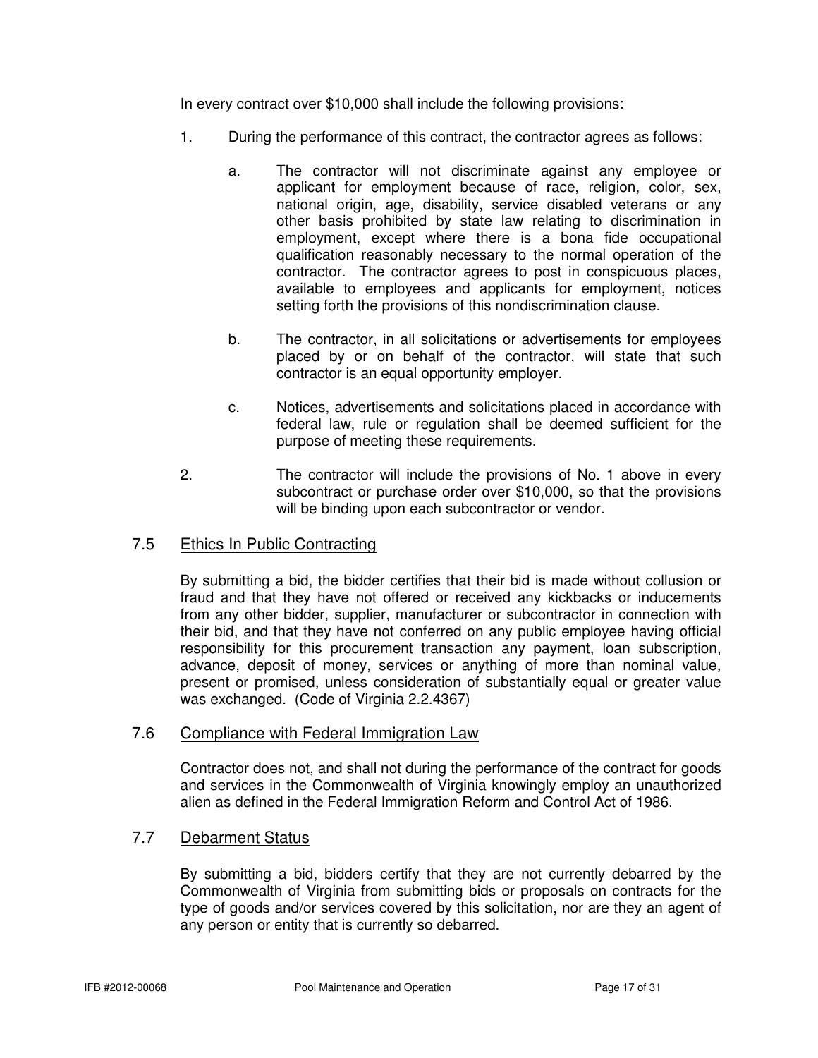In every contract over $10,000 shall include the following provisions:

1. During the performance of this contract, the contractor agrees as follows:

   a. The contractor will not discriminate against any employee or applicant for employment because of race, religion, color, sex, national origin, age, disability, service disabled veterans or any other basis prohibited by state law relating to discrimination in employment, except where there is a bona fide occupational qualification reasonably necessary to the normal operation of the contractor. The contractor agrees to post in conspicuous places, available to employees and applicants for employment, notices setting forth the provisions of this nondiscrimination clause.

   b. The contractor, in all solicitations or advertisements for employees placed by or on behalf of the contractor, will state that such contractor is an equal opportunity employer.

   c. Notices, advertisements and solicitations placed in accordance with federal law, rule or regulation shall be deemed sufficient for the purpose of meeting these requirements.

2. The contractor will include the provisions of No. 1 above in every subcontract or purchase order over $10,000, so that the provisions will be binding upon each subcontractor or vendor.

## 7.5 Ethics In Public Contracting

By submitting a bid, the bidder certifies that their bid is made without collusion or fraud and that they have not offered or received any kickbacks or inducements from any other bidder, supplier, manufacturer or subcontractor in connection with their bid, and that they have not conferred on any public employee having official responsibility for this procurement transaction any payment, loan subscription, advance, deposit of money, services or anything of more than nominal value, present or promised, unless consideration of substantially equal or greater value was exchanged. (Code of Virginia 2.2.4367)

## 7.6 Compliance with Federal Immigration Law

Contractor does not, and shall not during the performance of the contract for goods and services in the Commonwealth of Virginia knowingly employ an unauthorized alien as defined in the Federal Immigration Reform and Control Act of 1986.

## 7.7 Debarment Status

By submitting a bid, bidders certify that they are not currently debarred by the Commonwealth of Virginia from submitting bids or proposals on contracts for the type of goods and/or services covered by this solicitation, nor are they an agent of any person or entity that is currently so debarred.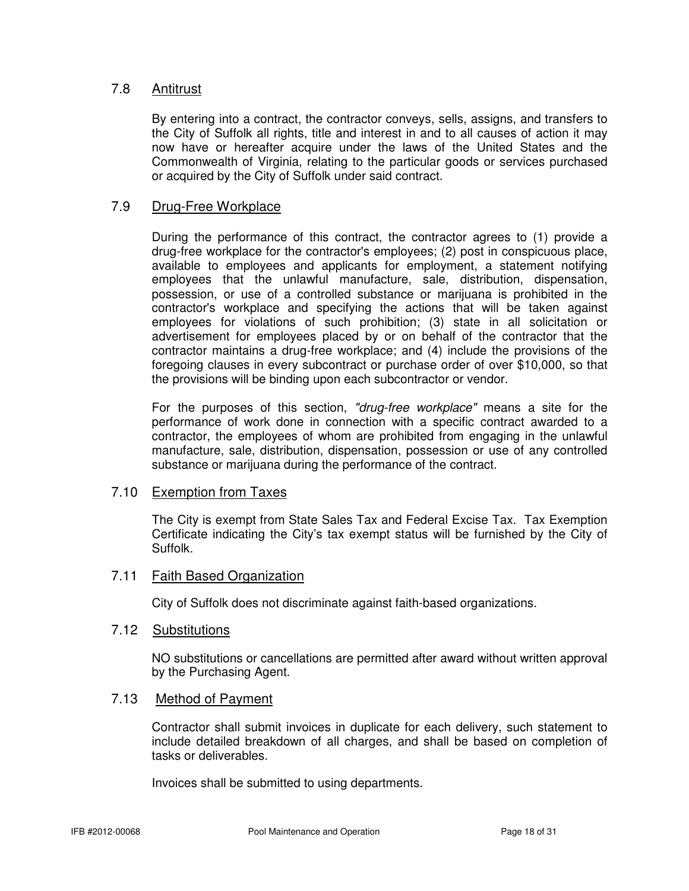## 7.8 Antitrust

By entering into a contract, the contractor conveys, sells, assigns, and transfers to the City of Suffolk all rights, title and interest in and to all causes of action it may now have or hereafter acquire under the laws of the United States and the Commonwealth of Virginia, relating to the particular goods or services purchased or acquired by the City of Suffolk under said contract.

## 7.9 Drug-Free Workplace

During the performance of this contract, the contractor agrees to (1) provide a drug-free workplace for the contractor's employees; (2) post in conspicuous place, available to employees and applicants for employment, a statement notifying employees that the unlawful manufacture, sale, distribution, dispensation, possession, or use of a controlled substance or marijuana is prohibited in the contractor's workplace and specifying the actions that will be taken against employees for violations of such prohibition; (3) state in all solicitation or advertisement for employees placed by or on behalf of the contractor that the contractor maintains a drug-free workplace; and (4) include the provisions of the foregoing clauses in every subcontract or purchase order of over $10,000, so that the provisions will be binding upon each subcontractor or vendor.

For the purposes of this section, *"drug-free workplace"* means a site for the performance of work done in connection with a specific contract awarded to a contractor, the employees of whom are prohibited from engaging in the unlawful manufacture, sale, distribution, dispensation, possession or use of any controlled substance or marijuana during the performance of the contract.

## 7.10 Exemption from Taxes

The City is exempt from State Sales Tax and Federal Excise Tax. Tax Exemption Certificate indicating the City's tax exempt status will be furnished by the City of Suffolk.

## 7.11 Faith Based Organization

City of Suffolk does not discriminate against faith-based organizations.

## 7.12 Substitutions

NO substitutions or cancellations are permitted after award without written approval by the Purchasing Agent.

## 7.13 Method of Payment

Contractor shall submit invoices in duplicate for each delivery, such statement to include detailed breakdown of all charges, and shall be based on completion of tasks or deliverables.

Invoices shall be submitted to using departments.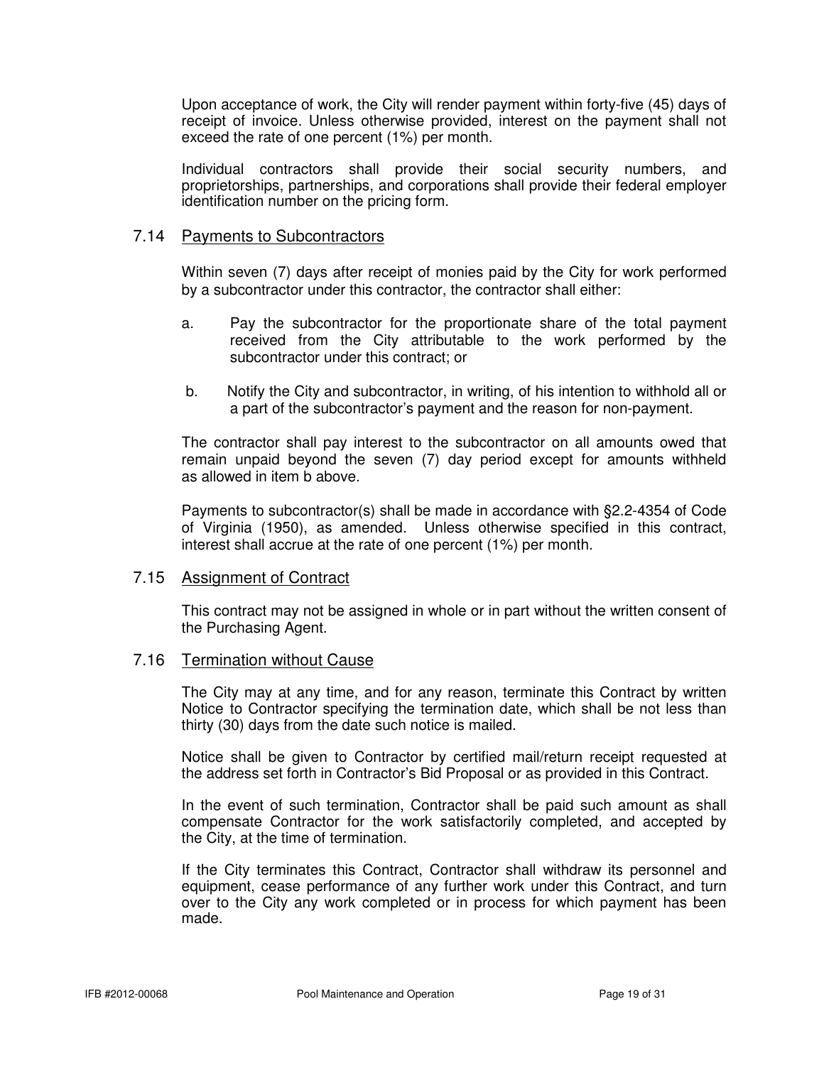Upon acceptance of work, the City will render payment within forty-five (45) days of receipt of invoice. Unless otherwise provided, interest on the payment shall not exceed the rate of one percent (1%) per month.

Individual contractors shall provide their social security numbers, and proprietorships, partnerships, and corporations shall provide their federal employer identification number on the pricing form.

### 7.14 Payments to Subcontractors

Within seven (7) days after receipt of monies paid by the City for work performed by a subcontractor under this contractor, the contractor shall either:

a. Pay the subcontractor for the proportionate share of the total payment received from the City attributable to the work performed by the subcontractor under this contract; or

b. Notify the City and subcontractor, in writing, of his intention to withhold all or a part of the subcontractor's payment and the reason for non-payment.

The contractor shall pay interest to the subcontractor on all amounts owed that remain unpaid beyond the seven (7) day period except for amounts withheld as allowed in item b above.

Payments to subcontractor(s) shall be made in accordance with §2.2-4354 of Code of Virginia (1950), as amended. Unless otherwise specified in this contract, interest shall accrue at the rate of one percent (1%) per month.

### 7.15 Assignment of Contract

This contract may not be assigned in whole or in part without the written consent of the Purchasing Agent.

### 7.16 Termination without Cause

The City may at any time, and for any reason, terminate this Contract by written Notice to Contractor specifying the termination date, which shall be not less than thirty (30) days from the date such notice is mailed.

Notice shall be given to Contractor by certified mail/return receipt requested at the address set forth in Contractor's Bid Proposal or as provided in this Contract.

In the event of such termination, Contractor shall be paid such amount as shall compensate Contractor for the work satisfactorily completed, and accepted by the City, at the time of termination.

If the City terminates this Contract, Contractor shall withdraw its personnel and equipment, cease performance of any further work under this Contract, and turn over to the City any work completed or in process for which payment has been made.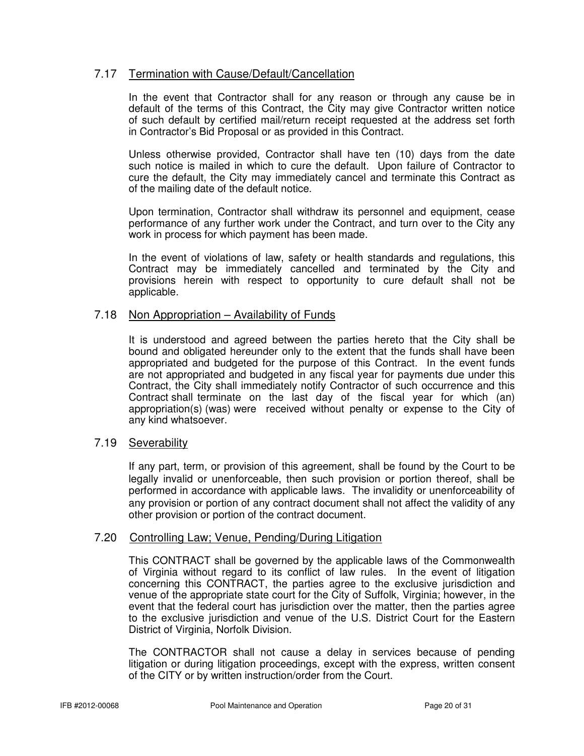### 7.17 Termination with Cause/Default/Cancellation

In the event that Contractor shall for any reason or through any cause be in default of the terms of this Contract, the City may give Contractor written notice of such default by certified mail/return receipt requested at the address set forth in Contractor's Bid Proposal or as provided in this Contract.

Unless otherwise provided, Contractor shall have ten (10) days from the date such notice is mailed in which to cure the default. Upon failure of Contractor to cure the default, the City may immediately cancel and terminate this Contract as of the mailing date of the default notice.

Upon termination, Contractor shall withdraw its personnel and equipment, cease performance of any further work under the Contract, and turn over to the City any work in process for which payment has been made.

In the event of violations of law, safety or health standards and regulations, this Contract may be immediately cancelled and terminated by the City and provisions herein with respect to opportunity to cure default shall not be applicable.

### 7.18 Non Appropriation – Availability of Funds

It is understood and agreed between the parties hereto that the City shall be bound and obligated hereunder only to the extent that the funds shall have been appropriated and budgeted for the purpose of this Contract. In the event funds are not appropriated and budgeted in any fiscal year for payments due under this Contract, the City shall immediately notify Contractor of such occurrence and this Contract shall terminate on the last day of the fiscal year for which (an) appropriation(s) (was) were received without penalty or expense to the City of any kind whatsoever.

### 7.19 Severability

If any part, term, or provision of this agreement, shall be found by the Court to be legally invalid or unenforceable, then such provision or portion thereof, shall be performed in accordance with applicable laws. The invalidity or unenforceability of any provision or portion of any contract document shall not affect the validity of any other provision or portion of the contract document.

### 7.20 Controlling Law; Venue, Pending/During Litigation

This CONTRACT shall be governed by the applicable laws of the Commonwealth of Virginia without regard to its conflict of law rules. In the event of litigation concerning this CONTRACT, the parties agree to the exclusive jurisdiction and venue of the appropriate state court for the City of Suffolk, Virginia; however, in the event that the federal court has jurisdiction over the matter, then the parties agree to the exclusive jurisdiction and venue of the U.S. District Court for the Eastern District of Virginia, Norfolk Division.

The CONTRACTOR shall not cause a delay in services because of pending litigation or during litigation proceedings, except with the express, written consent of the CITY or by written instruction/order from the Court.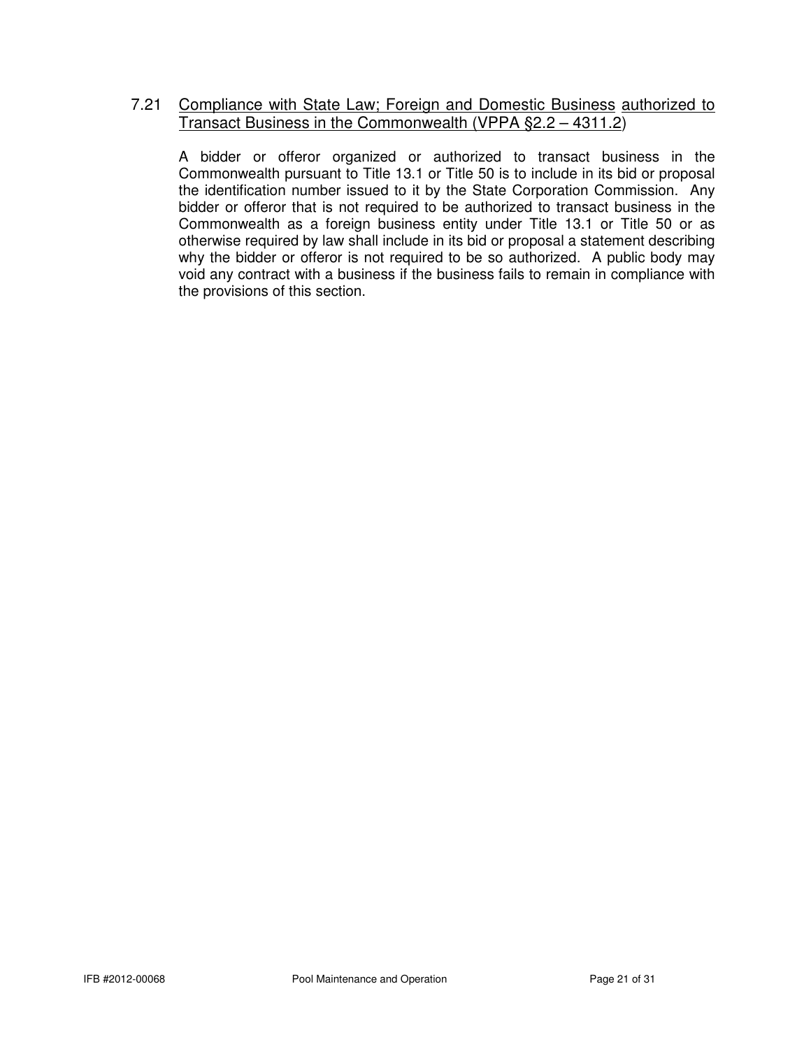### 7.21 Compliance with State Law; Foreign and Domestic Business authorized to Transact Business in the Commonwealth (VPPA §2.2 – 4311.2)

A bidder or offeror organized or authorized to transact business in the Commonwealth pursuant to Title 13.1 or Title 50 is to include in its bid or proposal the identification number issued to it by the State Corporation Commission. Any bidder or offeror that is not required to be authorized to transact business in the Commonwealth as a foreign business entity under Title 13.1 or Title 50 or as otherwise required by law shall include in its bid or proposal a statement describing why the bidder or offeror is not required to be so authorized. A public body may void any contract with a business if the business fails to remain in compliance with the provisions of this section.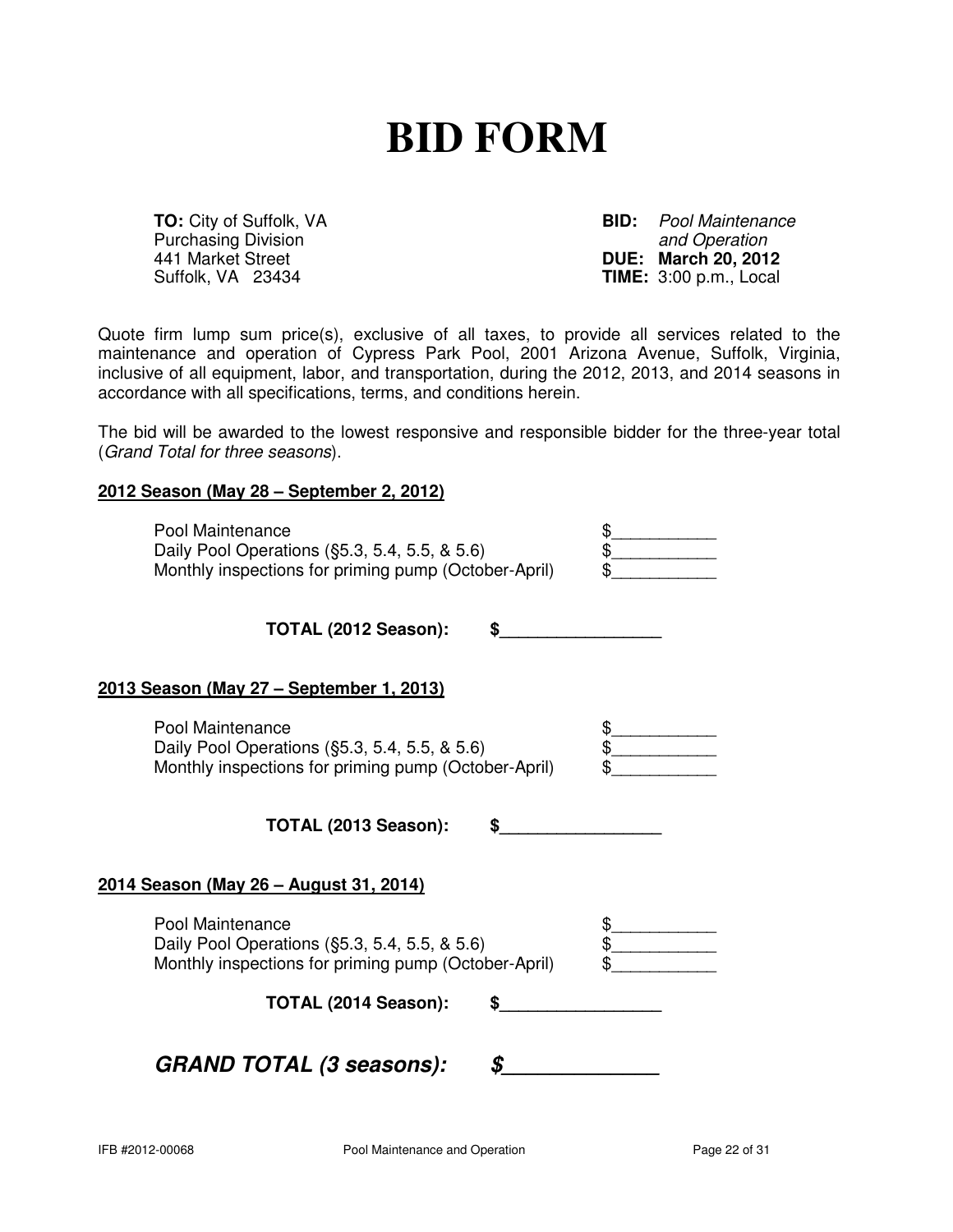# BID FORM

**TO:** City of Suffolk, VA
Purchasing Division
441 Market Street
Suffolk, VA 23434

**BID:** *Pool Maintenance and Operation*
**DUE: March 20, 2012**
**TIME:** 3:00 p.m., Local

Quote firm lump sum price(s), exclusive of all taxes, to provide all services related to the maintenance and operation of Cypress Park Pool, 2001 Arizona Avenue, Suffolk, Virginia, inclusive of all equipment, labor, and transportation, during the 2012, 2013, and 2014 seasons in accordance with all specifications, terms, and conditions herein.

The bid will be awarded to the lowest responsive and responsible bidder for the three-year total (*Grand Total for three seasons*).

**2012 Season (May 28 – September 2, 2012)**

Pool Maintenance $___________
Daily Pool Operations (§5.3, 5.4, 5.5, & 5.6) $___________
Monthly inspections for priming pump (October-April) $___________

**TOTAL (2012 Season): $_________________**

**2013 Season (May 27 – September 1, 2013)**

Pool Maintenance $___________
Daily Pool Operations (§5.3, 5.4, 5.5, & 5.6) $___________
Monthly inspections for priming pump (October-April) $___________

**TOTAL (2013 Season): $_________________**

**2014 Season (May 26 – August 31, 2014)**

Pool Maintenance $___________
Daily Pool Operations (§5.3, 5.4, 5.5, & 5.6) $___________
Monthly inspections for priming pump (October-April) $___________

**TOTAL (2014 Season): $_________________**

***GRAND TOTAL (3 seasons): $______________***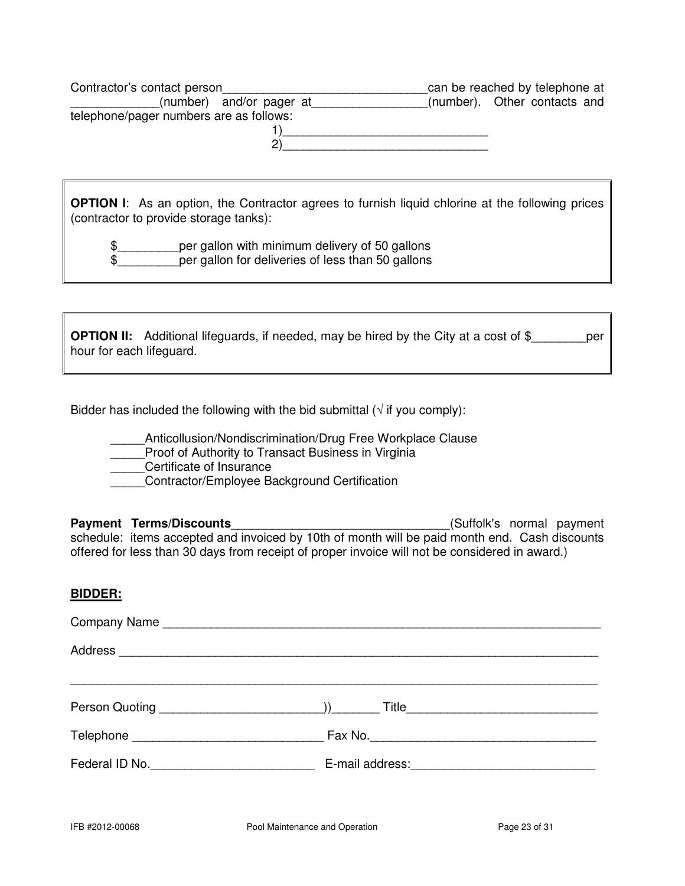Contractor's contact person_______________________________can be reached by telephone at _____________(number) and/or pager at_________________(number). Other contacts and telephone/pager numbers are as follows:

1)______________________________

2)______________________________

**OPTION I**: As an option, the Contractor agrees to furnish liquid chlorine at the following prices (contractor to provide storage tanks):

$_________per gallon with minimum delivery of 50 gallons

$_________per gallon for deliveries of less than 50 gallons

**OPTION II:** Additional lifeguards, if needed, may be hired by the City at a cost of $________per hour for each lifeguard.

Bidder has included the following with the bid submittal (√ if you comply):

_____Anticollusion/Nondiscrimination/Drug Free Workplace Clause

_____Proof of Authority to Transact Business in Virginia

_____Certificate of Insurance

_____Contractor/Employee Background Certification

**Payment Terms/Discounts**________________________________(Suffolk's normal payment schedule: items accepted and invoiced by 10th of month will be paid month end. Cash discounts offered for less than 30 days from receipt of proper invoice will not be considered in award.)

**BIDDER:**

Company Name ___________________________________________________________________

Address _________________________________________________________________________

_________________________________________________________________________________

Person Quoting ________________________))_______ Title____________________________

Telephone ____________________________ Fax No.__________________________________

Federal ID No.________________________ E-mail address:___________________________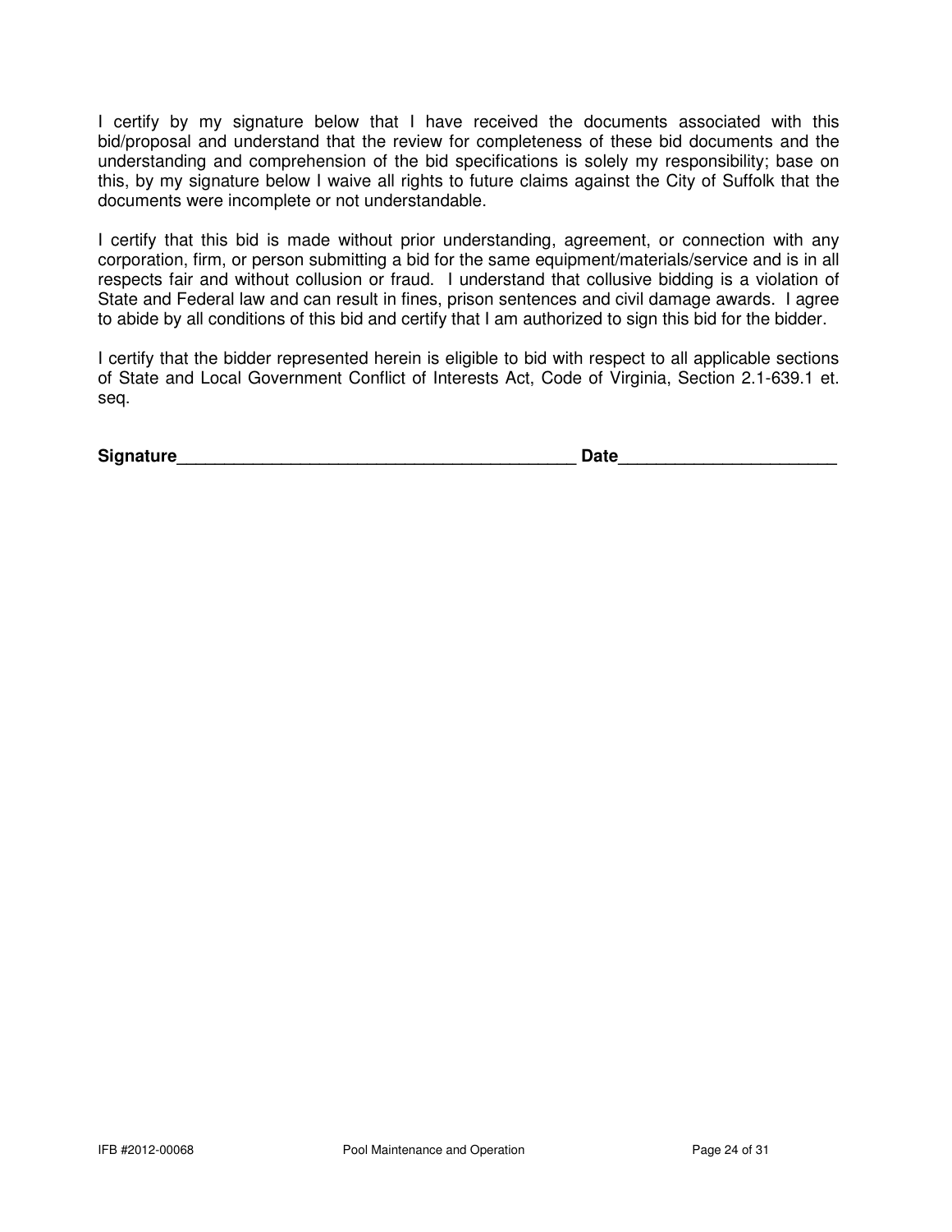I certify by my signature below that I have received the documents associated with this bid/proposal and understand that the review for completeness of these bid documents and the understanding and comprehension of the bid specifications is solely my responsibility; base on this, by my signature below I waive all rights to future claims against the City of Suffolk that the documents were incomplete or not understandable.

I certify that this bid is made without prior understanding, agreement, or connection with any corporation, firm, or person submitting a bid for the same equipment/materials/service and is in all respects fair and without collusion or fraud. I understand that collusive bidding is a violation of State and Federal law and can result in fines, prison sentences and civil damage awards. I agree to abide by all conditions of this bid and certify that I am authorized to sign this bid for the bidder.

I certify that the bidder represented herein is eligible to bid with respect to all applicable sections of State and Local Government Conflict of Interests Act, Code of Virginia, Section 2.1-639.1 et. seq.

**Signature**__________________________________________ **Date**______________________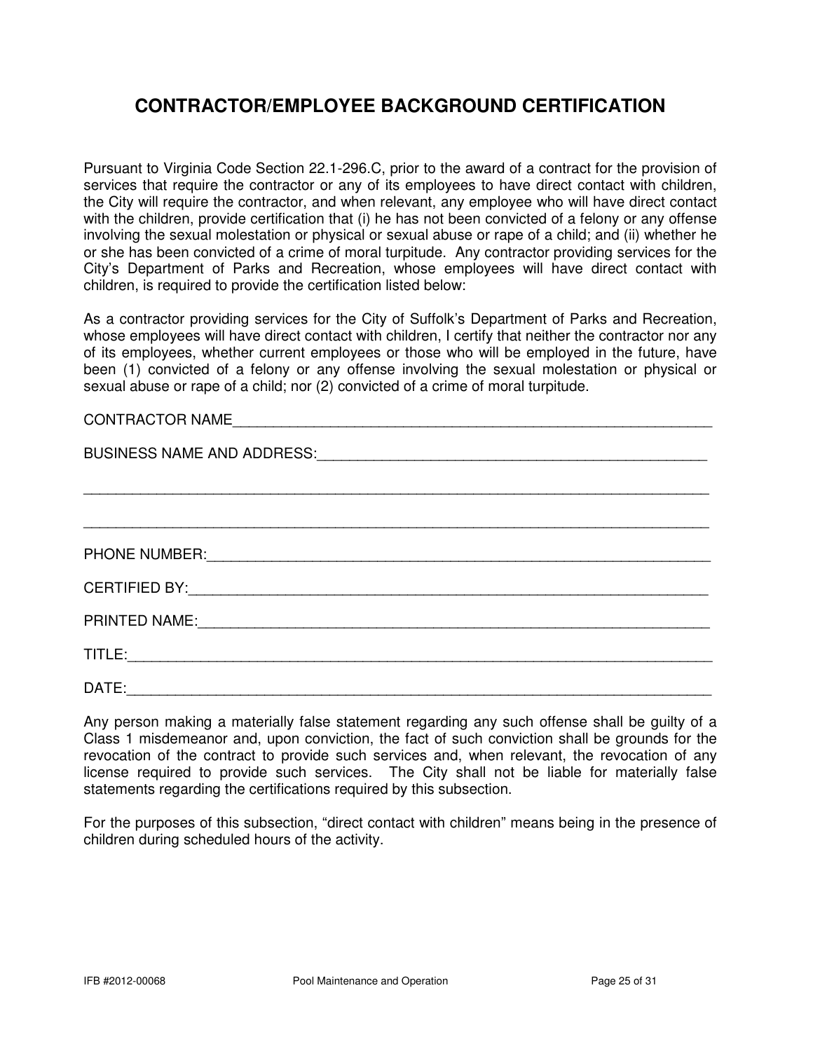# CONTRACTOR/EMPLOYEE BACKGROUND CERTIFICATION

Pursuant to Virginia Code Section 22.1-296.C, prior to the award of a contract for the provision of services that require the contractor or any of its employees to have direct contact with children, the City will require the contractor, and when relevant, any employee who will have direct contact with the children, provide certification that (i) he has not been convicted of a felony or any offense involving the sexual molestation or physical or sexual abuse or rape of a child; and (ii) whether he or she has been convicted of a crime of moral turpitude. Any contractor providing services for the City's Department of Parks and Recreation, whose employees will have direct contact with children, is required to provide the certification listed below:

As a contractor providing services for the City of Suffolk's Department of Parks and Recreation, whose employees will have direct contact with children, I certify that neither the contractor nor any of its employees, whether current employees or those who will be employed in the future, have been (1) convicted of a felony or any offense involving the sexual molestation or physical or sexual abuse or rape of a child; nor (2) convicted of a crime of moral turpitude.

CONTRACTOR NAME_______________________________________________________________

BUSINESS NAME AND ADDRESS:_____________________________________________

_________________________________________________________________________

_________________________________________________________________________

PHONE NUMBER:__________________________________________________________

CERTIFIED BY:___________________________________________________________

PRINTED NAME:__________________________________________________________

TITLE:___________________________________________________________________

DATE:___________________________________________________________________

Any person making a materially false statement regarding any such offense shall be guilty of a Class 1 misdemeanor and, upon conviction, the fact of such conviction shall be grounds for the revocation of the contract to provide such services and, when relevant, the revocation of any license required to provide such services. The City shall not be liable for materially false statements regarding the certifications required by this subsection.

For the purposes of this subsection, "direct contact with children" means being in the presence of children during scheduled hours of the activity.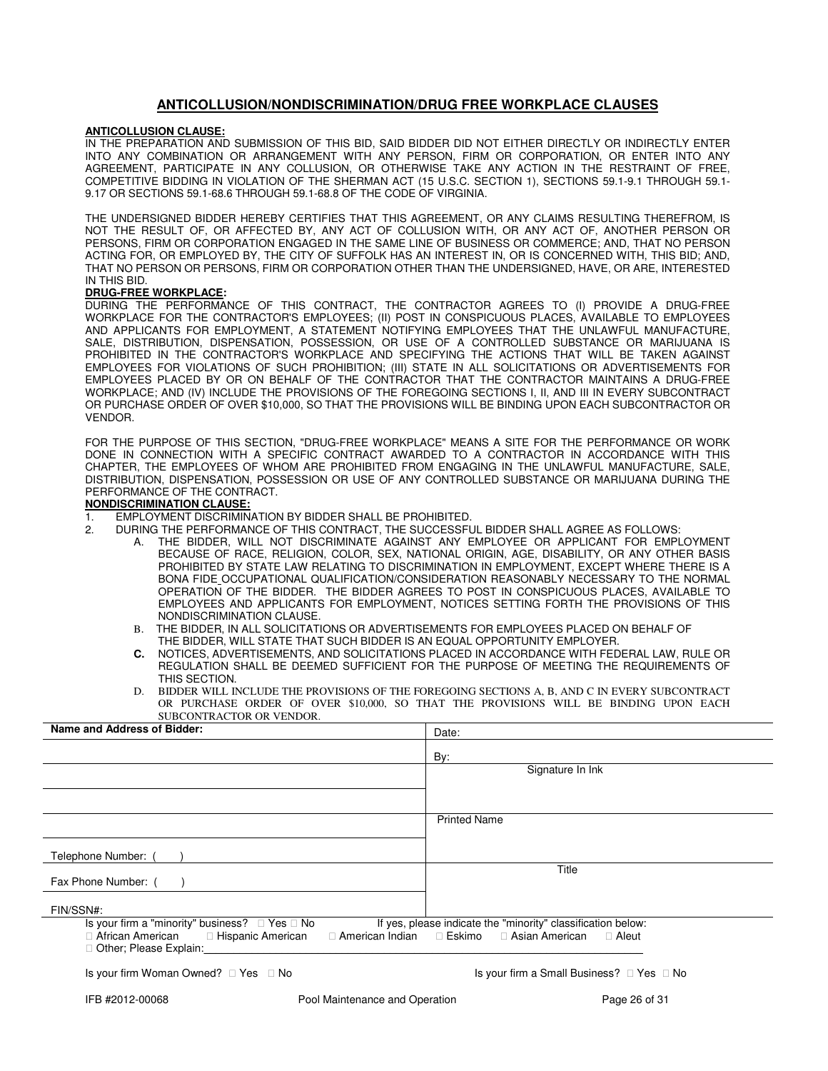## ANTICOLLUSION/NONDISCRIMINATION/DRUG FREE WORKPLACE CLAUSES

**ANTICOLLUSION CLAUSE:**

IN THE PREPARATION AND SUBMISSION OF THIS BID, SAID BIDDER DID NOT EITHER DIRECTLY OR INDIRECTLY ENTER INTO ANY COMBINATION OR ARRANGEMENT WITH ANY PERSON, FIRM OR CORPORATION, OR ENTER INTO ANY AGREEMENT, PARTICIPATE IN ANY COLLUSION, OR OTHERWISE TAKE ANY ACTION IN THE RESTRAINT OF FREE, COMPETITIVE BIDDING IN VIOLATION OF THE SHERMAN ACT (15 U.S.C. SECTION 1), SECTIONS 59.1-9.1 THROUGH 59.1-9.17 OR SECTIONS 59.1-68.6 THROUGH 59.1-68.8 OF THE CODE OF VIRGINIA.

THE UNDERSIGNED BIDDER HEREBY CERTIFIES THAT THIS AGREEMENT, OR ANY CLAIMS RESULTING THEREFROM, IS NOT THE RESULT OF, OR AFFECTED BY, ANY ACT OF COLLUSION WITH, OR ANY ACT OF, ANOTHER PERSON OR PERSONS, FIRM OR CORPORATION ENGAGED IN THE SAME LINE OF BUSINESS OR COMMERCE; AND, THAT NO PERSON ACTING FOR, OR EMPLOYED BY, THE CITY OF SUFFOLK HAS AN INTEREST IN, OR IS CONCERNED WITH, THIS BID; AND, THAT NO PERSON OR PERSONS, FIRM OR CORPORATION OTHER THAN THE UNDERSIGNED, HAVE, OR ARE, INTERESTED IN THIS BID.

**DRUG-FREE WORKPLACE:**

DURING THE PERFORMANCE OF THIS CONTRACT, THE CONTRACTOR AGREES TO (I) PROVIDE A DRUG-FREE WORKPLACE FOR THE CONTRACTOR'S EMPLOYEES; (II) POST IN CONSPICUOUS PLACES, AVAILABLE TO EMPLOYEES AND APPLICANTS FOR EMPLOYMENT, A STATEMENT NOTIFYING EMPLOYEES THAT THE UNLAWFUL MANUFACTURE, SALE, DISTRIBUTION, DISPENSATION, POSSESSION, OR USE OF A CONTROLLED SUBSTANCE OR MARIJUANA IS PROHIBITED IN THE CONTRACTOR'S WORKPLACE AND SPECIFYING THE ACTIONS THAT WILL BE TAKEN AGAINST EMPLOYEES FOR VIOLATIONS OF SUCH PROHIBITION; (III) STATE IN ALL SOLICITATIONS OR ADVERTISEMENTS FOR EMPLOYEES PLACED BY OR ON BEHALF OF THE CONTRACTOR THAT THE CONTRACTOR MAINTAINS A DRUG-FREE WORKPLACE; AND (IV) INCLUDE THE PROVISIONS OF THE FOREGOING SECTIONS I, II, AND III IN EVERY SUBCONTRACT OR PURCHASE ORDER OF OVER $10,000, SO THAT THE PROVISIONS WILL BE BINDING UPON EACH SUBCONTRACTOR OR VENDOR.

FOR THE PURPOSE OF THIS SECTION, "DRUG-FREE WORKPLACE" MEANS A SITE FOR THE PERFORMANCE OR WORK DONE IN CONNECTION WITH A SPECIFIC CONTRACT AWARDED TO A CONTRACTOR IN ACCORDANCE WITH THIS CHAPTER, THE EMPLOYEES OF WHOM ARE PROHIBITED FROM ENGAGING IN THE UNLAWFUL MANUFACTURE, SALE, DISTRIBUTION, DISPENSATION, POSSESSION OR USE OF ANY CONTROLLED SUBSTANCE OR MARIJUANA DURING THE PERFORMANCE OF THE CONTRACT.

**NONDISCRIMINATION CLAUSE:**

1. EMPLOYMENT DISCRIMINATION BY BIDDER SHALL BE PROHIBITED.
2. DURING THE PERFORMANCE OF THIS CONTRACT, THE SUCCESSFUL BIDDER SHALL AGREE AS FOLLOWS:
   A. THE BIDDER, WILL NOT DISCRIMINATE AGAINST ANY EMPLOYEE OR APPLICANT FOR EMPLOYMENT BECAUSE OF RACE, RELIGION, COLOR, SEX, NATIONAL ORIGIN, AGE, DISABILITY, OR ANY OTHER BASIS PROHIBITED BY STATE LAW RELATING TO DISCRIMINATION IN EMPLOYMENT, EXCEPT WHERE THERE IS A BONA FIDE OCCUPATIONAL QUALIFICATION/CONSIDERATION REASONABLY NECESSARY TO THE NORMAL OPERATION OF THE BIDDER. THE BIDDER AGREES TO POST IN CONSPICUOUS PLACES, AVAILABLE TO EMPLOYEES AND APPLICANTS FOR EMPLOYMENT, NOTICES SETTING FORTH THE PROVISIONS OF THIS NONDISCRIMINATION CLAUSE.
   B. THE BIDDER, IN ALL SOLICITATIONS OR ADVERTISEMENTS FOR EMPLOYEES PLACED ON BEHALF OF THE BIDDER, WILL STATE THAT SUCH BIDDER IS AN EQUAL OPPORTUNITY EMPLOYER.
   **C.** NOTICES, ADVERTISEMENTS, AND SOLICITATIONS PLACED IN ACCORDANCE WITH FEDERAL LAW, RULE OR REGULATION SHALL BE DEEMED SUFFICIENT FOR THE PURPOSE OF MEETING THE REQUIREMENTS OF THIS SECTION.
   D. BIDDER WILL INCLUDE THE PROVISIONS OF THE FOREGOING SECTIONS A, B, AND C IN EVERY SUBCONTRACT OR PURCHASE ORDER OF OVER $10,000, SO THAT THE PROVISIONS WILL BE BINDING UPON EACH SUBCONTRACTOR OR VENDOR.

| **Name and Address of Bidder:** | Date: |
|---|---|
| | By: |
| | Signature In Ink |
| | |
| | Printed Name |
| Telephone Number: ( ) | |
| Fax Phone Number: ( ) | Title |
| FIN/SSN#: | |

Is your firm a "minority" business? ☐ Yes ☐ No     If yes, please indicate the "minority" classification below:

☐ African American ☐ Hispanic American ☐ American Indian ☐ Eskimo ☐ Asian American ☐ Aleut

☐ Other; Please Explain: \_\_\_\_\_\_\_\_\_\_\_\_\_\_\_\_

Is your firm Woman Owned? ☐ Yes ☐ No     Is your firm a Small Business? ☐ Yes ☐ No

IFB #2012-00068     Pool Maintenance and Operation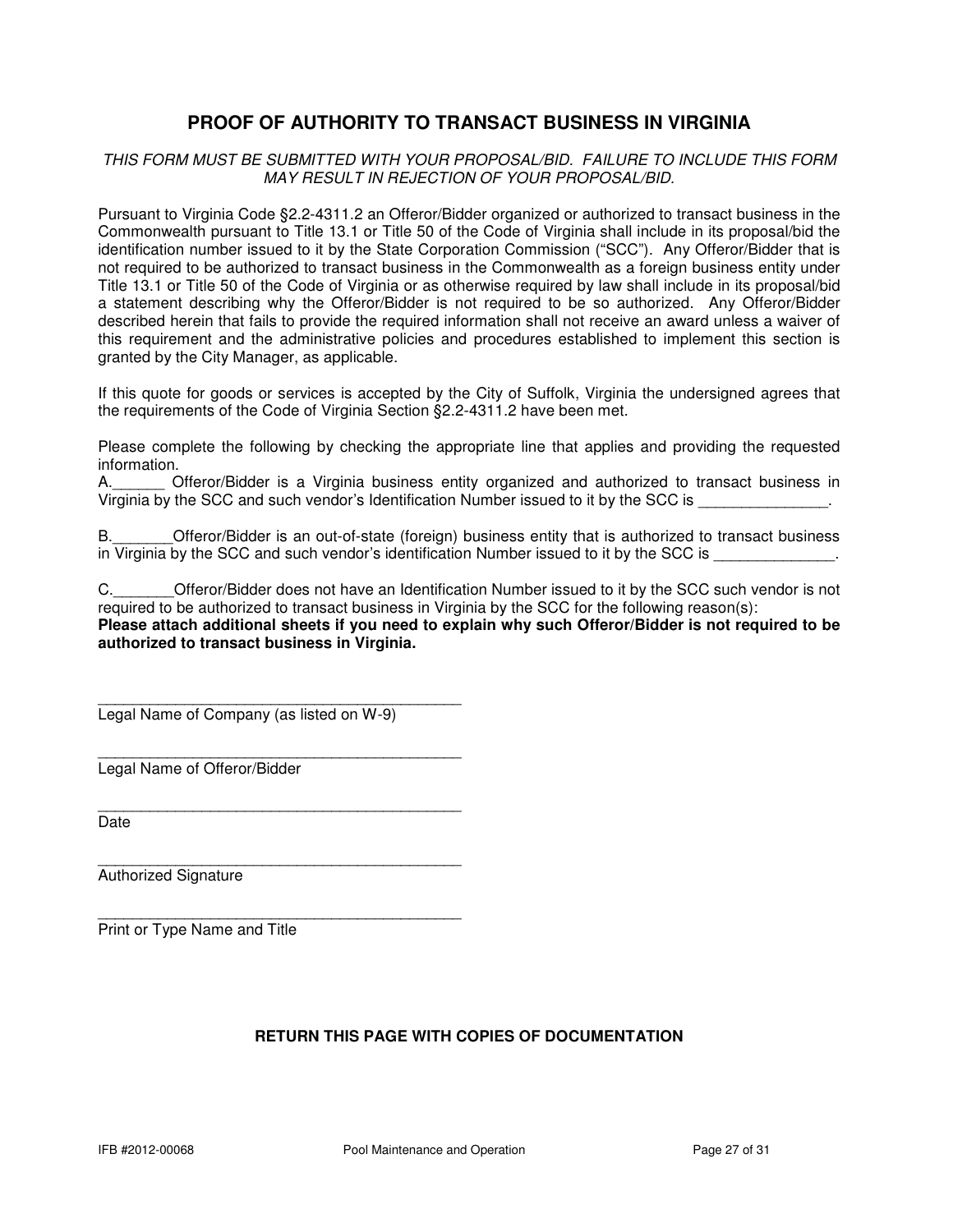## PROOF OF AUTHORITY TO TRANSACT BUSINESS IN VIRGINIA

*THIS FORM MUST BE SUBMITTED WITH YOUR PROPOSAL/BID. FAILURE TO INCLUDE THIS FORM MAY RESULT IN REJECTION OF YOUR PROPOSAL/BID.*

Pursuant to Virginia Code §2.2-4311.2 an Offeror/Bidder organized or authorized to transact business in the Commonwealth pursuant to Title 13.1 or Title 50 of the Code of Virginia shall include in its proposal/bid the identification number issued to it by the State Corporation Commission ("SCC"). Any Offeror/Bidder that is not required to be authorized to transact business in the Commonwealth as a foreign business entity under Title 13.1 or Title 50 of the Code of Virginia or as otherwise required by law shall include in its proposal/bid a statement describing why the Offeror/Bidder is not required to be so authorized. Any Offeror/Bidder described herein that fails to provide the required information shall not receive an award unless a waiver of this requirement and the administrative policies and procedures established to implement this section is granted by the City Manager, as applicable.

If this quote for goods or services is accepted by the City of Suffolk, Virginia the undersigned agrees that the requirements of the Code of Virginia Section §2.2-4311.2 have been met.

Please complete the following by checking the appropriate line that applies and providing the requested information.

A.______ Offeror/Bidder is a Virginia business entity organized and authorized to transact business in Virginia by the SCC and such vendor's Identification Number issued to it by the SCC is _______________.

B._______Offeror/Bidder is an out-of-state (foreign) business entity that is authorized to transact business in Virginia by the SCC and such vendor's identification Number issued to it by the SCC is ______________.

C._______Offeror/Bidder does not have an Identification Number issued to it by the SCC such vendor is not required to be authorized to transact business in Virginia by the SCC for the following reason(s):

**Please attach additional sheets if you need to explain why such Offeror/Bidder is not required to be authorized to transact business in Virginia.**

____________________________________________
Legal Name of Company (as listed on W-9)

____________________________________________
Legal Name of Offeror/Bidder

____________________________________________
Date

____________________________________________
Authorized Signature

____________________________________________
Print or Type Name and Title

**RETURN THIS PAGE WITH COPIES OF DOCUMENTATION**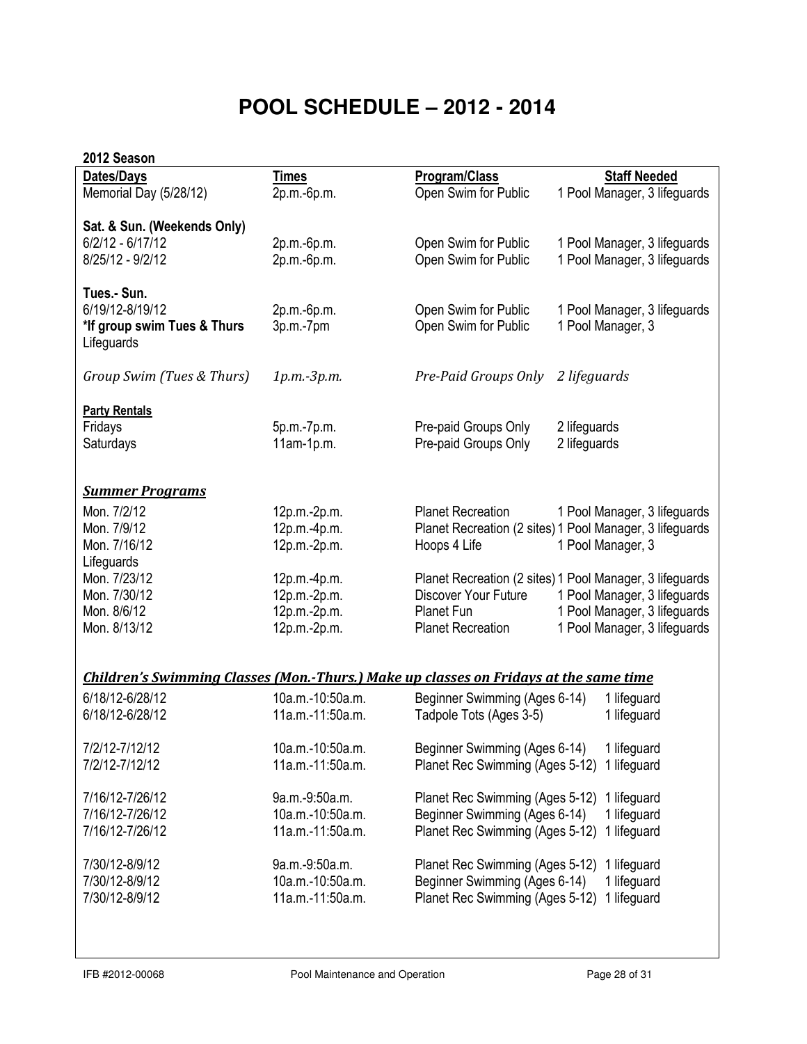# POOL SCHEDULE – 2012 - 2014

**2012 Season**

| Dates/Days | Times | Program/Class | Staff Needed |
|---|---|---|---|
| Memorial Day (5/28/12) | 2p.m.-6p.m. | Open Swim for Public | 1 Pool Manager, 3 lifeguards |
| **Sat. & Sun. (Weekends Only)** | | | |
| 6/2/12 - 6/17/12 | 2p.m.-6p.m. | Open Swim for Public | 1 Pool Manager, 3 lifeguards |
| 8/25/12 - 9/2/12 | 2p.m.-6p.m. | Open Swim for Public | 1 Pool Manager, 3 lifeguards |
| **Tues.- Sun.** | | | |
| 6/19/12-8/19/12 | 2p.m.-6p.m. | Open Swim for Public | 1 Pool Manager, 3 lifeguards |
| ***If group swim Tues & Thurs** | 3p.m.-7pm | Open Swim for Public | 1 Pool Manager, 3 Lifeguards |
| *Group Swim (Tues & Thurs)* | *1p.m.-3p.m.* | *Pre-Paid Groups Only* | *2 lifeguards* |
| **Party Rentals** | | | |
| Fridays | 5p.m.-7p.m. | Pre-paid Groups Only | 2 lifeguards |
| Saturdays | 11am-1p.m. | Pre-paid Groups Only | 2 lifeguards |

***Summer Programs***

| Dates/Days | Times | Program/Class | Staff Needed |
|---|---|---|---|
| Mon. 7/2/12 | 12p.m.-2p.m. | Planet Recreation | 1 Pool Manager, 3 lifeguards |
| Mon. 7/9/12 | 12p.m.-4p.m. | Planet Recreation (2 sites) | 1 Pool Manager, 3 lifeguards |
| Mon. 7/16/12 | 12p.m.-2p.m. | Hoops 4 Life | 1 Pool Manager, 3 Lifeguards |
| Mon. 7/23/12 | 12p.m.-4p.m. | Planet Recreation (2 sites) | 1 Pool Manager, 3 lifeguards |
| Mon. 7/30/12 | 12p.m.-2p.m. | Discover Your Future | 1 Pool Manager, 3 lifeguards |
| Mon. 8/6/12 | 12p.m.-2p.m. | Planet Fun | 1 Pool Manager, 3 lifeguards |
| Mon. 8/13/12 | 12p.m.-2p.m. | Planet Recreation | 1 Pool Manager, 3 lifeguards |

***Children's Swimming Classes (Mon.-Thurs.) Make up classes on Fridays at the same time***

| Dates/Days | Times | Program/Class | Staff Needed |
|---|---|---|---|
| 6/18/12-6/28/12 | 10a.m.-10:50a.m. | Beginner Swimming (Ages 6-14) | 1 lifeguard |
| 6/18/12-6/28/12 | 11a.m.-11:50a.m. | Tadpole Tots (Ages 3-5) | 1 lifeguard |
| 7/2/12-7/12/12 | 10a.m.-10:50a.m. | Beginner Swimming (Ages 6-14) | 1 lifeguard |
| 7/2/12-7/12/12 | 11a.m.-11:50a.m. | Planet Rec Swimming (Ages 5-12) | 1 lifeguard |
| 7/16/12-7/26/12 | 9a.m.-9:50a.m. | Planet Rec Swimming (Ages 5-12) | 1 lifeguard |
| 7/16/12-7/26/12 | 10a.m.-10:50a.m. | Beginner Swimming (Ages 6-14) | 1 lifeguard |
| 7/16/12-7/26/12 | 11a.m.-11:50a.m. | Planet Rec Swimming (Ages 5-12) | 1 lifeguard |
| 7/30/12-8/9/12 | 9a.m.-9:50a.m. | Planet Rec Swimming (Ages 5-12) | 1 lifeguard |
| 7/30/12-8/9/12 | 10a.m.-10:50a.m. | Beginner Swimming (Ages 6-14) | 1 lifeguard |
| 7/30/12-8/9/12 | 11a.m.-11:50a.m. | Planet Rec Swimming (Ages 5-12) | 1 lifeguard |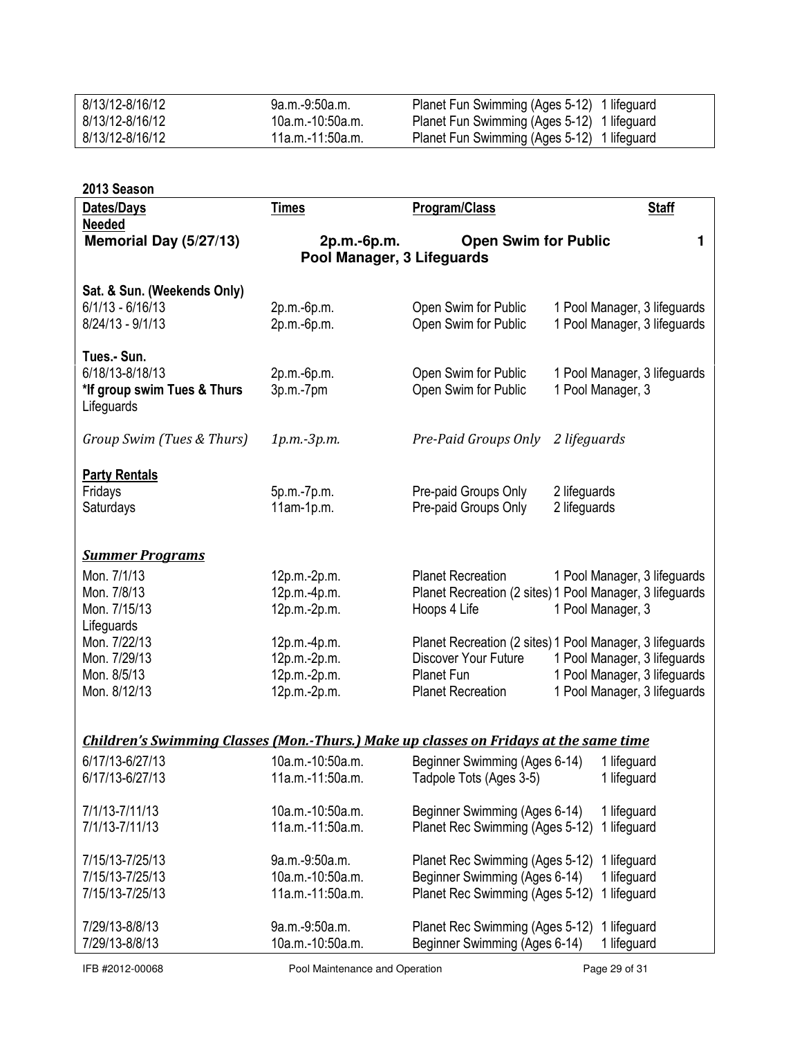| | | |
|---|---|---|
| 8/13/12-8/16/12 | 9a.m.-9:50a.m. | Planet Fun Swimming (Ages 5-12) 1 lifeguard |
| 8/13/12-8/16/12 | 10a.m.-10:50a.m. | Planet Fun Swimming (Ages 5-12) 1 lifeguard |
| 8/13/12-8/16/12 | 11a.m.-11:50a.m. | Planet Fun Swimming (Ages 5-12) 1 lifeguard |

**2013 Season**

| Dates/Days | Times | Program/Class | Staff Needed |
|---|---|---|---|
| **Memorial Day (5/27/13)** | **2p.m.-6p.m.** | **Open Swim for Public** | **1 Pool Manager, 3 Lifeguards** |
| **Sat. & Sun. (Weekends Only)** | | | |
| 6/1/13 - 6/16/13 | 2p.m.-6p.m. | Open Swim for Public | 1 Pool Manager, 3 lifeguards |
| 8/24/13 - 9/1/13 | 2p.m.-6p.m. | Open Swim for Public | 1 Pool Manager, 3 lifeguards |
| **Tues.- Sun.** | | | |
| 6/18/13-8/18/13 | 2p.m.-6p.m. | Open Swim for Public | 1 Pool Manager, 3 lifeguards |
| **\*If group swim Tues & Thurs** | 3p.m.-7pm | Open Swim for Public | 1 Pool Manager, 3 Lifeguards |
| *Group Swim (Tues & Thurs)* | *1p.m.-3p.m.* | *Pre-Paid Groups Only* | *2 lifeguards* |
| **Party Rentals** | | | |
| Fridays | 5p.m.-7p.m. | Pre-paid Groups Only | 2 lifeguards |
| Saturdays | 11am-1p.m. | Pre-paid Groups Only | 2 lifeguards |
| ***Summer Programs*** | | | |
| Mon. 7/1/13 | 12p.m.-2p.m. | Planet Recreation | 1 Pool Manager, 3 lifeguards |
| Mon. 7/8/13 | 12p.m.-4p.m. | Planet Recreation (2 sites) | 1 Pool Manager, 3 lifeguards |
| Mon. 7/15/13 | 12p.m.-2p.m. | Hoops 4 Life | 1 Pool Manager, 3 Lifeguards |
| Mon. 7/22/13 | 12p.m.-4p.m. | Planet Recreation (2 sites) | 1 Pool Manager, 3 lifeguards |
| Mon. 7/29/13 | 12p.m.-2p.m. | Discover Your Future | 1 Pool Manager, 3 lifeguards |
| Mon. 8/5/13 | 12p.m.-2p.m. | Planet Fun | 1 Pool Manager, 3 lifeguards |
| Mon. 8/12/13 | 12p.m.-2p.m. | Planet Recreation | 1 Pool Manager, 3 lifeguards |

***Children's Swimming Classes (Mon.-Thurs.) Make up classes on Fridays at the same time***

| | | | |
|---|---|---|---|
| 6/17/13-6/27/13 | 10a.m.-10:50a.m. | Beginner Swimming (Ages 6-14) | 1 lifeguard |
| 6/17/13-6/27/13 | 11a.m.-11:50a.m. | Tadpole Tots (Ages 3-5) | 1 lifeguard |
| 7/1/13-7/11/13 | 10a.m.-10:50a.m. | Beginner Swimming (Ages 6-14) | 1 lifeguard |
| 7/1/13-7/11/13 | 11a.m.-11:50a.m. | Planet Rec Swimming (Ages 5-12) | 1 lifeguard |
| 7/15/13-7/25/13 | 9a.m.-9:50a.m. | Planet Rec Swimming (Ages 5-12) | 1 lifeguard |
| 7/15/13-7/25/13 | 10a.m.-10:50a.m. | Beginner Swimming (Ages 6-14) | 1 lifeguard |
| 7/15/13-7/25/13 | 11a.m.-11:50a.m. | Planet Rec Swimming (Ages 5-12) | 1 lifeguard |
| 7/29/13-8/8/13 | 9a.m.-9:50a.m. | Planet Rec Swimming (Ages 5-12) | 1 lifeguard |
| 7/29/13-8/8/13 | 10a.m.-10:50a.m. | Beginner Swimming (Ages 6-14) | 1 lifeguard |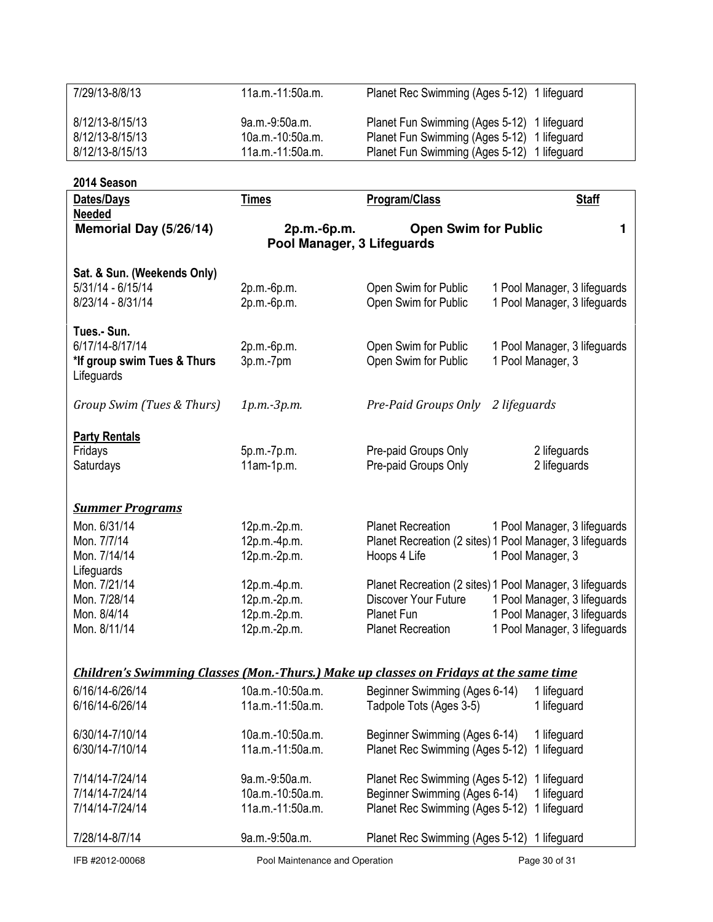| | | | |
|---|---|---|---|
| 7/29/13-8/8/13 | 11a.m.-11:50a.m. | Planet Rec Swimming (Ages 5-12) | 1 lifeguard |
| 8/12/13-8/15/13 | 9a.m.-9:50a.m. | Planet Fun Swimming (Ages 5-12) | 1 lifeguard |
| 8/12/13-8/15/13 | 10a.m.-10:50a.m. | Planet Fun Swimming (Ages 5-12) | 1 lifeguard |
| 8/12/13-8/15/13 | 11a.m.-11:50a.m. | Planet Fun Swimming (Ages 5-12) | 1 lifeguard |

**2014 Season**

| <u>Dates/Days Needed</u> | <u>Times</u> | <u>Program/Class</u> | <u>Staff</u> |
|---|---|---|---|
| **Memorial Day (5/26/14)** | **2p.m.-6p.m.** | **Open Swim for Public** | **1 Pool Manager, 3 Lifeguards** |
| **Sat. & Sun. (Weekends Only)** | | | |
| 5/31/14 - 6/15/14 | 2p.m.-6p.m. | Open Swim for Public | 1 Pool Manager, 3 lifeguards |
| 8/23/14 - 8/31/14 | 2p.m.-6p.m. | Open Swim for Public | 1 Pool Manager, 3 lifeguards |
| **Tues.- Sun.** | | | |
| 6/17/14-8/17/14 | 2p.m.-6p.m. | Open Swim for Public | 1 Pool Manager, 3 lifeguards |
| **\*If group swim Tues & Thurs** | 3p.m.-7pm | Open Swim for Public | 1 Pool Manager, 3 Lifeguards |
| *Group Swim (Tues & Thurs)* | *1p.m.-3p.m.* | *Pre-Paid Groups Only* | *2 lifeguards* |
| **<u>Party Rentals</u>** | | | |
| Fridays | 5p.m.-7p.m. | Pre-paid Groups Only | 2 lifeguards |
| Saturdays | 11am-1p.m. | Pre-paid Groups Only | 2 lifeguards |

***<u>Summer Programs</u>***

| | | | |
|---|---|---|---|
| Mon. 6/31/14 | 12p.m.-2p.m. | Planet Recreation | 1 Pool Manager, 3 lifeguards |
| Mon. 7/7/14 | 12p.m.-4p.m. | Planet Recreation (2 sites) | 1 Pool Manager, 3 lifeguards |
| Mon. 7/14/14 | 12p.m.-2p.m. | Hoops 4 Life | 1 Pool Manager, 3 Lifeguards |
| Mon. 7/21/14 | 12p.m.-4p.m. | Planet Recreation (2 sites) | 1 Pool Manager, 3 lifeguards |
| Mon. 7/28/14 | 12p.m.-2p.m. | Discover Your Future | 1 Pool Manager, 3 lifeguards |
| Mon. 8/4/14 | 12p.m.-2p.m. | Planet Fun | 1 Pool Manager, 3 lifeguards |
| Mon. 8/11/14 | 12p.m.-2p.m. | Planet Recreation | 1 Pool Manager, 3 lifeguards |

***<u>Children's Swimming Classes (Mon.-Thurs.) Make up classes on Fridays at the same time</u>***

| | | | |
|---|---|---|---|
| 6/16/14-6/26/14 | 10a.m.-10:50a.m. | Beginner Swimming (Ages 6-14) | 1 lifeguard |
| 6/16/14-6/26/14 | 11a.m.-11:50a.m. | Tadpole Tots (Ages 3-5) | 1 lifeguard |
| 6/30/14-7/10/14 | 10a.m.-10:50a.m. | Beginner Swimming (Ages 6-14) | 1 lifeguard |
| 6/30/14-7/10/14 | 11a.m.-11:50a.m. | Planet Rec Swimming (Ages 5-12) | 1 lifeguard |
| 7/14/14-7/24/14 | 9a.m.-9:50a.m. | Planet Rec Swimming (Ages 5-12) | 1 lifeguard |
| 7/14/14-7/24/14 | 10a.m.-10:50a.m. | Beginner Swimming (Ages 6-14) | 1 lifeguard |
| 7/14/14-7/24/14 | 11a.m.-11:50a.m. | Planet Rec Swimming (Ages 5-12) | 1 lifeguard |
| 7/28/14-8/7/14 | 9a.m.-9:50a.m. | Planet Rec Swimming (Ages 5-12) | 1 lifeguard |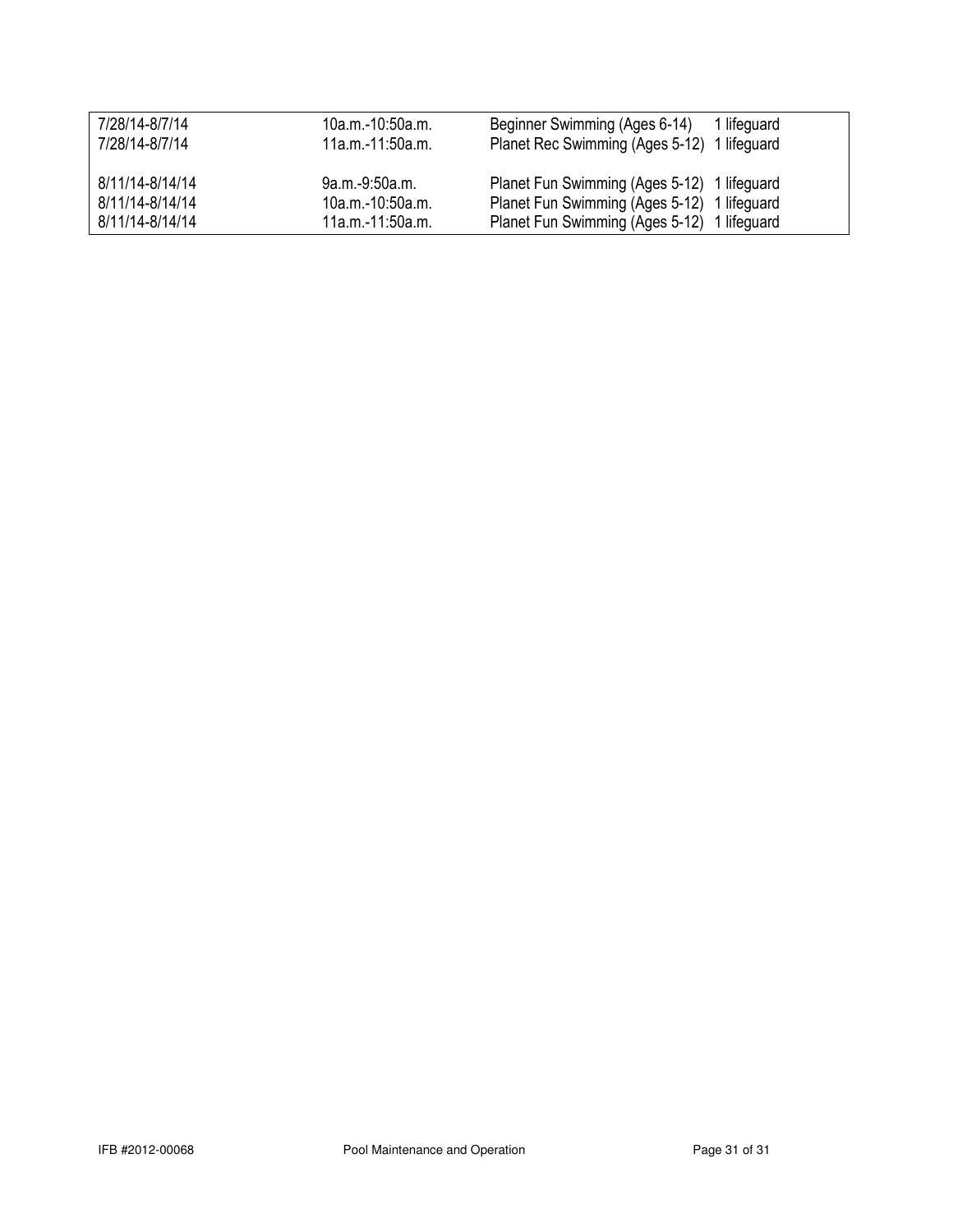| | | | |
|---|---|---|---|
| 7/28/14-8/7/14 | 10a.m.-10:50a.m. | Beginner Swimming (Ages 6-14) | 1 lifeguard |
| 7/28/14-8/7/14 | 11a.m.-11:50a.m. | Planet Rec Swimming (Ages 5-12) | 1 lifeguard |
| 8/11/14-8/14/14 | 9a.m.-9:50a.m. | Planet Fun Swimming (Ages 5-12) | 1 lifeguard |
| 8/11/14-8/14/14 | 10a.m.-10:50a.m. | Planet Fun Swimming (Ages 5-12) | 1 lifeguard |
| 8/11/14-8/14/14 | 11a.m.-11:50a.m. | Planet Fun Swimming (Ages 5-12) | 1 lifeguard |